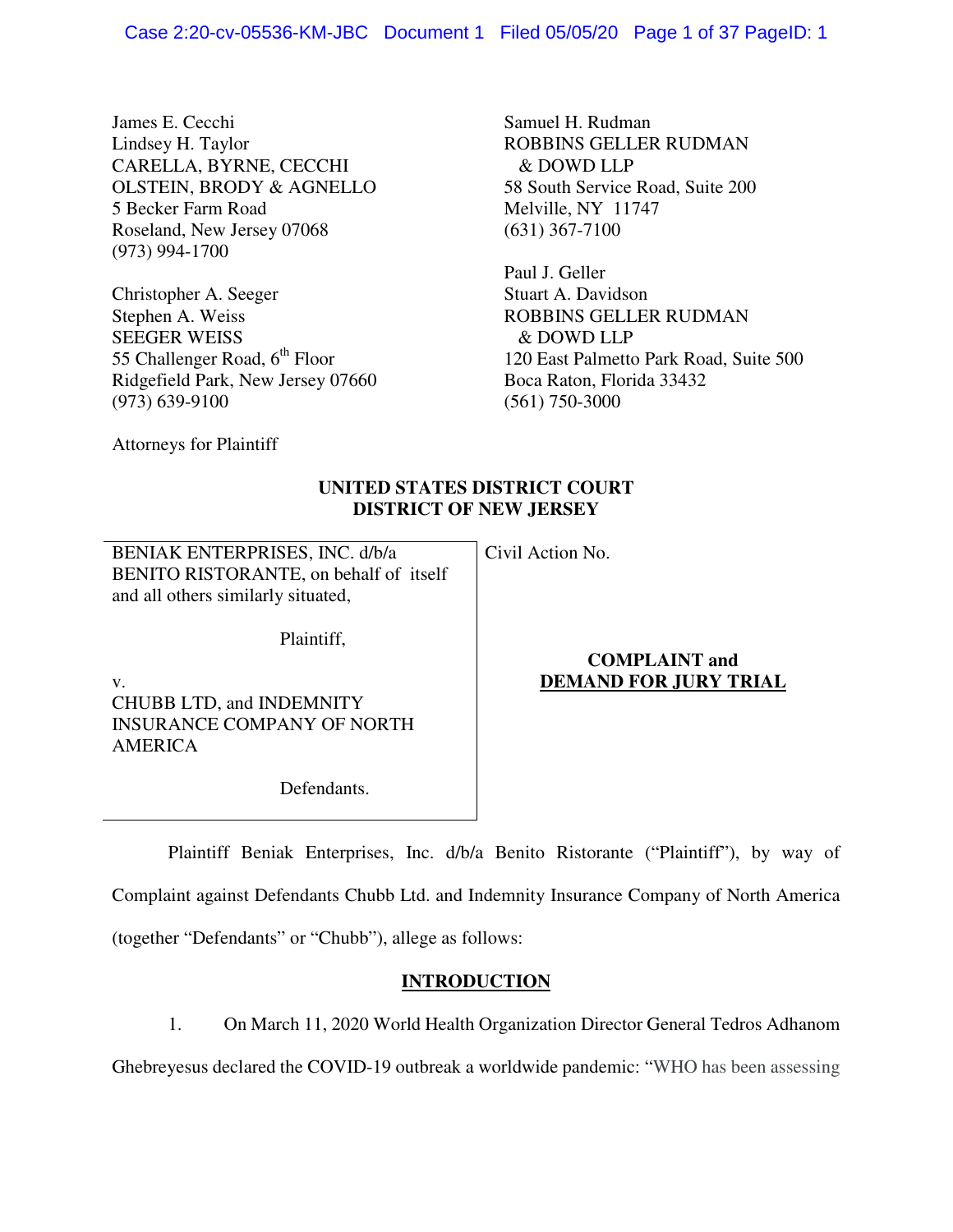James E. Cecchi
Lindsey H. Taylor
CARELLA, BYRNE, CECCHI
OLSTEIN, BRODY & AGNELLO
5 Becker Farm Road
Roseland, New Jersey 07068
(973) 994-1700

Christopher A. Seeger
Stephen A. Weiss
SEEGER WEISS
55 Challenger Road, 6th Floor
Ridgefield Park, New Jersey 07660
(973) 639-9100

Samuel H. Rudman
ROBBINS GELLER RUDMAN
& DOWD LLP
58 South Service Road, Suite 200
Melville, NY 11747
(631) 367-7100

Paul J. Geller
Stuart A. Davidson
ROBBINS GELLER RUDMAN
& DOWD LLP
120 East Palmetto Park Road, Suite 500
Boca Raton, Florida 33432
(561) 750-3000

Attorneys for Plaintiff

**UNITED STATES DISTRICT COURT**
**DISTRICT OF NEW JERSEY**

BENIAK ENTERPRISES, INC. d/b/a BENITO RISTORANTE, on behalf of itself and all others similarly situated,

Plaintiff,

v.

CHUBB LTD, and INDEMNITY INSURANCE COMPANY OF NORTH AMERICA

Defendants.

Civil Action No.

**COMPLAINT and**
**DEMAND FOR JURY TRIAL**

Plaintiff Beniak Enterprises, Inc. d/b/a Benito Ristorante ("Plaintiff"), by way of Complaint against Defendants Chubb Ltd. and Indemnity Insurance Company of North America (together "Defendants" or "Chubb"), allege as follows:

## INTRODUCTION

1. On March 11, 2020 World Health Organization Director General Tedros Adhanom Ghebreyesus declared the COVID-19 outbreak a worldwide pandemic: "WHO has been assessing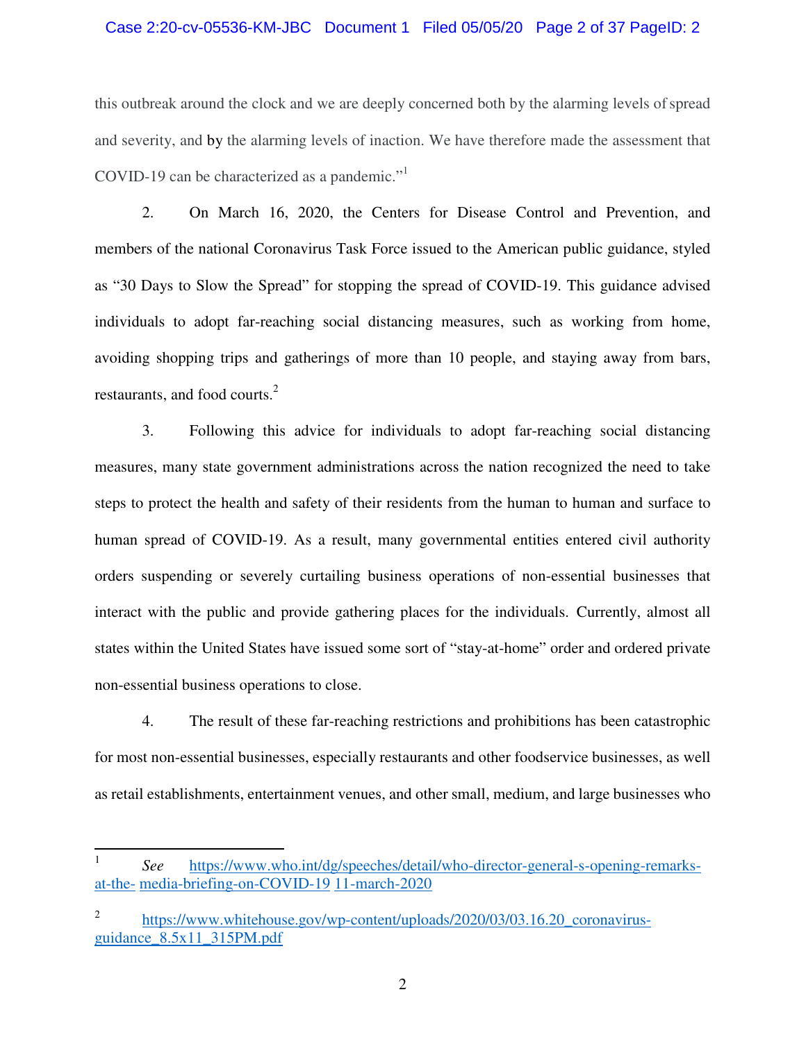this outbreak around the clock and we are deeply concerned both by the alarming levels of spread and severity, and by the alarming levels of inaction. We have therefore made the assessment that COVID-19 can be characterized as a pandemic."[1]

2. On March 16, 2020, the Centers for Disease Control and Prevention, and members of the national Coronavirus Task Force issued to the American public guidance, styled as "30 Days to Slow the Spread" for stopping the spread of COVID-19. This guidance advised individuals to adopt far-reaching social distancing measures, such as working from home, avoiding shopping trips and gatherings of more than 10 people, and staying away from bars, restaurants, and food courts.[2]

3. Following this advice for individuals to adopt far-reaching social distancing measures, many state government administrations across the nation recognized the need to take steps to protect the health and safety of their residents from the human to human and surface to human spread of COVID-19. As a result, many governmental entities entered civil authority orders suspending or severely curtailing business operations of non-essential businesses that interact with the public and provide gathering places for the individuals. Currently, almost all states within the United States have issued some sort of "stay-at-home" order and ordered private non-essential business operations to close.

4. The result of these far-reaching restrictions and prohibitions has been catastrophic for most non-essential businesses, especially restaurants and other foodservice businesses, as well as retail establishments, entertainment venues, and other small, medium, and large businesses who

---

[1] *See* https://www.who.int/dg/speeches/detail/who-director-general-s-opening-remarks-at-the- media-briefing-on-COVID-19 11-march-2020

[2] https://www.whitehouse.gov/wp-content/uploads/2020/03/03.16.20_coronavirus-guidance_8.5x11_315PM.pdf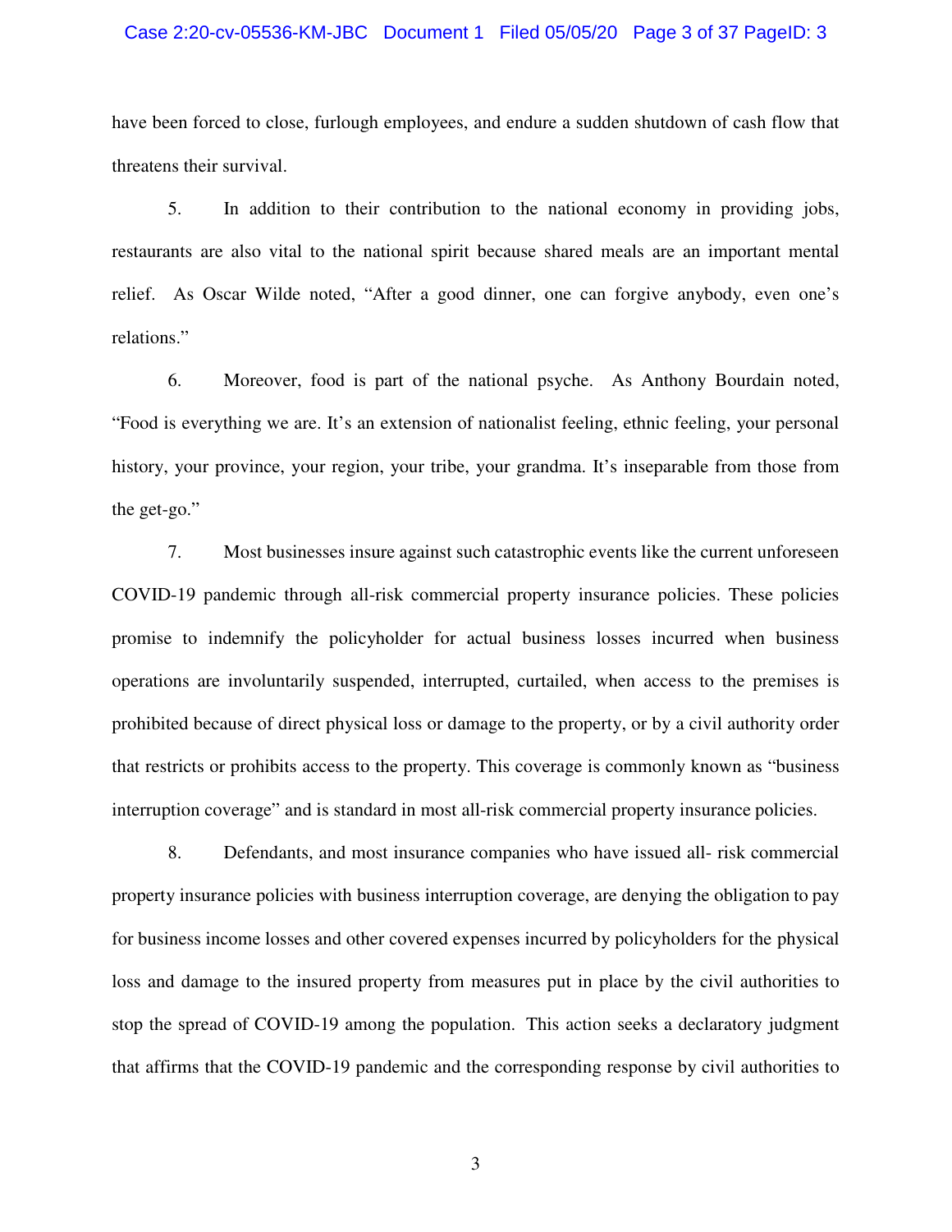have been forced to close, furlough employees, and endure a sudden shutdown of cash flow that threatens their survival.

5. In addition to their contribution to the national economy in providing jobs, restaurants are also vital to the national spirit because shared meals are an important mental relief. As Oscar Wilde noted, "After a good dinner, one can forgive anybody, even one's relations."

6. Moreover, food is part of the national psyche. As Anthony Bourdain noted, "Food is everything we are. It's an extension of nationalist feeling, ethnic feeling, your personal history, your province, your region, your tribe, your grandma. It's inseparable from those from the get-go."

7. Most businesses insure against such catastrophic events like the current unforeseen COVID-19 pandemic through all-risk commercial property insurance policies. These policies promise to indemnify the policyholder for actual business losses incurred when business operations are involuntarily suspended, interrupted, curtailed, when access to the premises is prohibited because of direct physical loss or damage to the property, or by a civil authority order that restricts or prohibits access to the property. This coverage is commonly known as "business interruption coverage" and is standard in most all-risk commercial property insurance policies.

8. Defendants, and most insurance companies who have issued all- risk commercial property insurance policies with business interruption coverage, are denying the obligation to pay for business income losses and other covered expenses incurred by policyholders for the physical loss and damage to the insured property from measures put in place by the civil authorities to stop the spread of COVID-19 among the population. This action seeks a declaratory judgment that affirms that the COVID-19 pandemic and the corresponding response by civil authorities to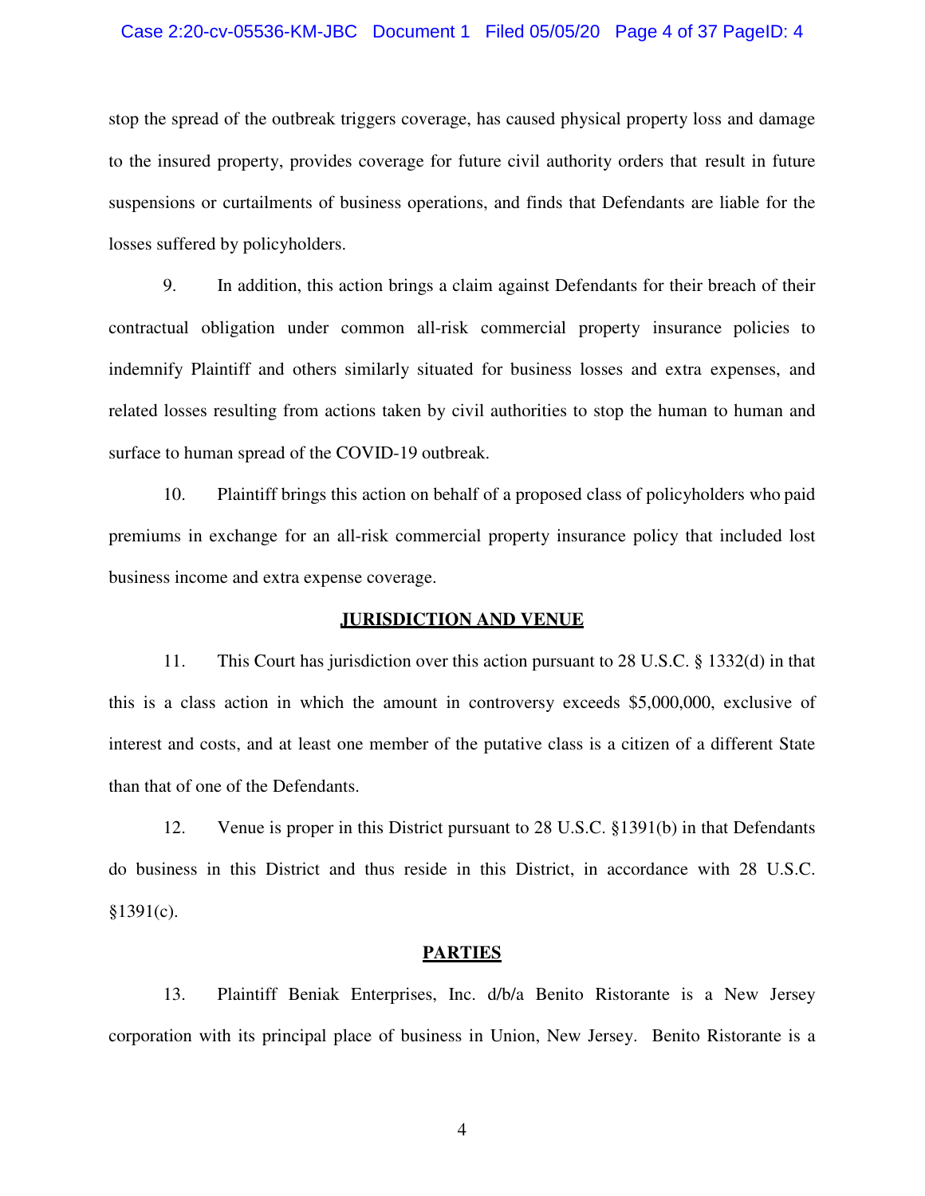stop the spread of the outbreak triggers coverage, has caused physical property loss and damage to the insured property, provides coverage for future civil authority orders that result in future suspensions or curtailments of business operations, and finds that Defendants are liable for the losses suffered by policyholders.

9. In addition, this action brings a claim against Defendants for their breach of their contractual obligation under common all-risk commercial property insurance policies to indemnify Plaintiff and others similarly situated for business losses and extra expenses, and related losses resulting from actions taken by civil authorities to stop the human to human and surface to human spread of the COVID-19 outbreak.

10. Plaintiff brings this action on behalf of a proposed class of policyholders who paid premiums in exchange for an all-risk commercial property insurance policy that included lost business income and extra expense coverage.

## JURISDICTION AND VENUE

11. This Court has jurisdiction over this action pursuant to 28 U.S.C. § 1332(d) in that this is a class action in which the amount in controversy exceeds $5,000,000, exclusive of interest and costs, and at least one member of the putative class is a citizen of a different State than that of one of the Defendants.

12. Venue is proper in this District pursuant to 28 U.S.C. §1391(b) in that Defendants do business in this District and thus reside in this District, in accordance with 28 U.S.C. §1391(c).

## PARTIES

13. Plaintiff Beniak Enterprises, Inc. d/b/a Benito Ristorante is a New Jersey corporation with its principal place of business in Union, New Jersey. Benito Ristorante is a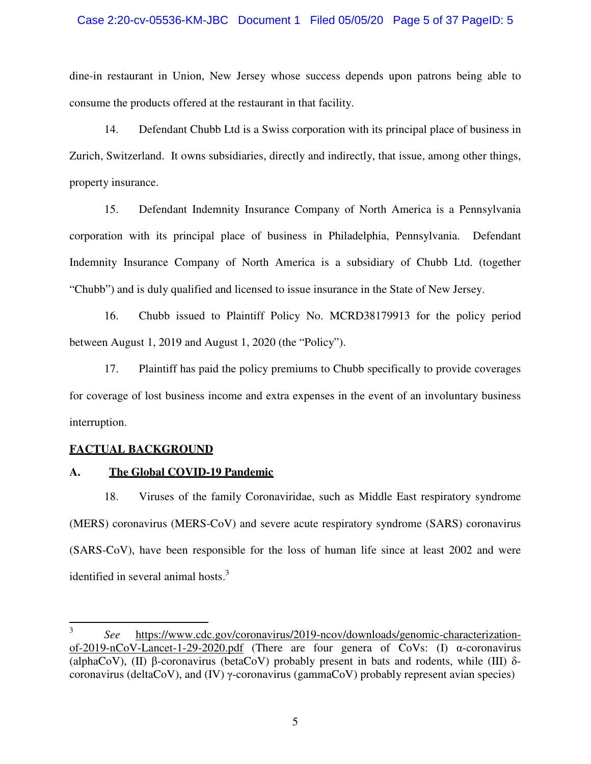dine-in restaurant in Union, New Jersey whose success depends upon patrons being able to consume the products offered at the restaurant in that facility.

14. Defendant Chubb Ltd is a Swiss corporation with its principal place of business in Zurich, Switzerland. It owns subsidiaries, directly and indirectly, that issue, among other things, property insurance.

15. Defendant Indemnity Insurance Company of North America is a Pennsylvania corporation with its principal place of business in Philadelphia, Pennsylvania. Defendant Indemnity Insurance Company of North America is a subsidiary of Chubb Ltd. (together "Chubb") and is duly qualified and licensed to issue insurance in the State of New Jersey.

16. Chubb issued to Plaintiff Policy No. MCRD38179913 for the policy period between August 1, 2019 and August 1, 2020 (the "Policy").

17. Plaintiff has paid the policy premiums to Chubb specifically to provide coverages for coverage of lost business income and extra expenses in the event of an involuntary business interruption.

## FACTUAL BACKGROUND

### A. The Global COVID-19 Pandemic

18. Viruses of the family Coronaviridae, such as Middle East respiratory syndrome (MERS) coronavirus (MERS-CoV) and severe acute respiratory syndrome (SARS) coronavirus (SARS-CoV), have been responsible for the loss of human life since at least 2002 and were identified in several animal hosts.[3]

---

[3] *See* https://www.cdc.gov/coronavirus/2019-ncov/downloads/genomic-characterization-of-2019-nCoV-Lancet-1-29-2020.pdf (There are four genera of CoVs: (I) α-coronavirus (alphaCoV), (II) β-coronavirus (betaCoV) probably present in bats and rodents, while (III) δ-coronavirus (deltaCoV), and (IV) γ-coronavirus (gammaCoV) probably represent avian species)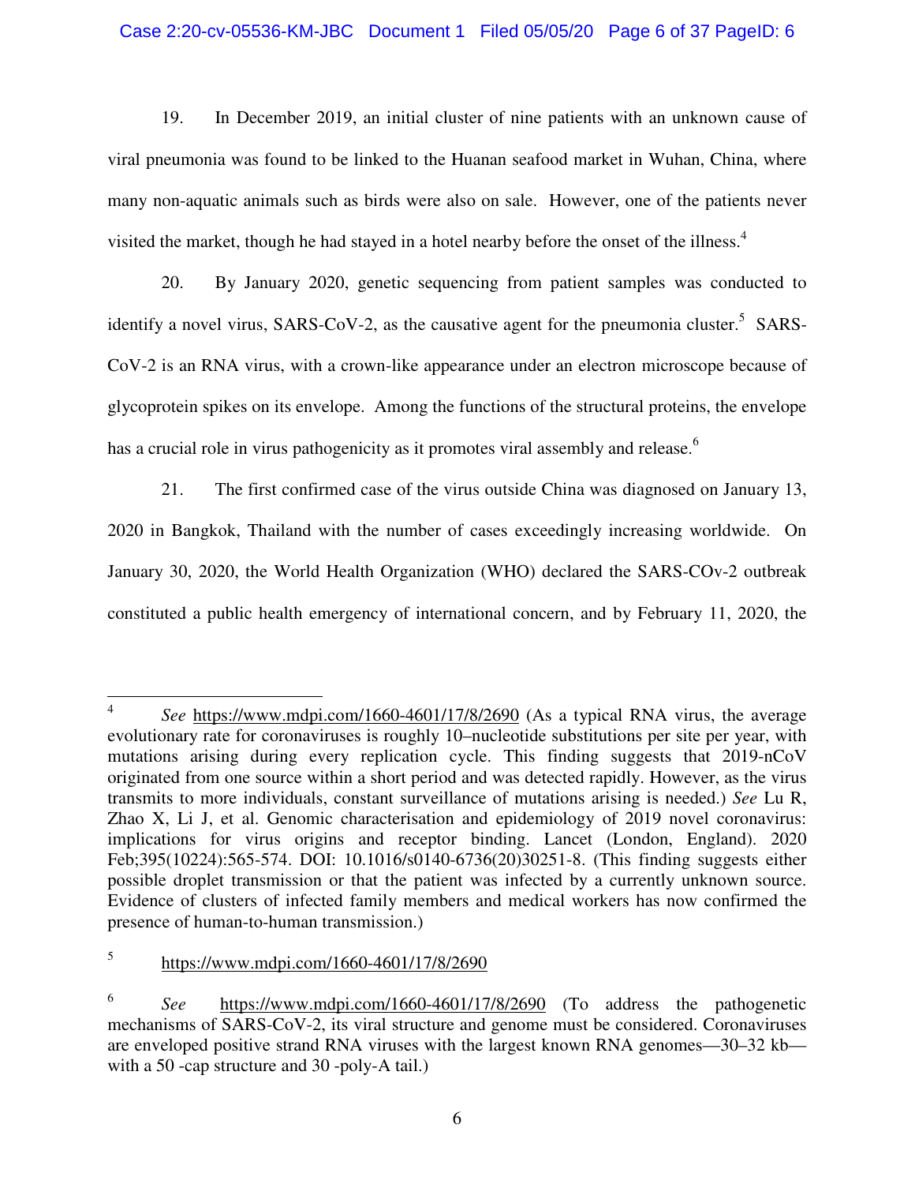19. In December 2019, an initial cluster of nine patients with an unknown cause of viral pneumonia was found to be linked to the Huanan seafood market in Wuhan, China, where many non-aquatic animals such as birds were also on sale. However, one of the patients never visited the market, though he had stayed in a hotel nearby before the onset of the illness.[4]

20. By January 2020, genetic sequencing from patient samples was conducted to identify a novel virus, SARS-CoV-2, as the causative agent for the pneumonia cluster.[5] SARS-CoV-2 is an RNA virus, with a crown-like appearance under an electron microscope because of glycoprotein spikes on its envelope. Among the functions of the structural proteins, the envelope has a crucial role in virus pathogenicity as it promotes viral assembly and release.[6]

21. The first confirmed case of the virus outside China was diagnosed on January 13, 2020 in Bangkok, Thailand with the number of cases exceedingly increasing worldwide. On January 30, 2020, the World Health Organization (WHO) declared the SARS-COv-2 outbreak constituted a public health emergency of international concern, and by February 11, 2020, the

---

[4] *See* https://www.mdpi.com/1660-4601/17/8/2690 (As a typical RNA virus, the average evolutionary rate for coronaviruses is roughly 10–nucleotide substitutions per site per year, with mutations arising during every replication cycle. This finding suggests that 2019-nCoV originated from one source within a short period and was detected rapidly. However, as the virus transmits to more individuals, constant surveillance of mutations arising is needed.) *See* Lu R, Zhao X, Li J, et al. Genomic characterisation and epidemiology of 2019 novel coronavirus: implications for virus origins and receptor binding. Lancet (London, England). 2020 Feb;395(10224):565-574. DOI: 10.1016/s0140-6736(20)30251-8. (This finding suggests either possible droplet transmission or that the patient was infected by a currently unknown source. Evidence of clusters of infected family members and medical workers has now confirmed the presence of human-to-human transmission.)

[5] https://www.mdpi.com/1660-4601/17/8/2690

[6] *See* https://www.mdpi.com/1660-4601/17/8/2690 (To address the pathogenetic mechanisms of SARS-CoV-2, its viral structure and genome must be considered. Coronaviruses are enveloped positive strand RNA viruses with the largest known RNA genomes—30–32 kb—with a 50 -cap structure and 30 -poly-A tail.)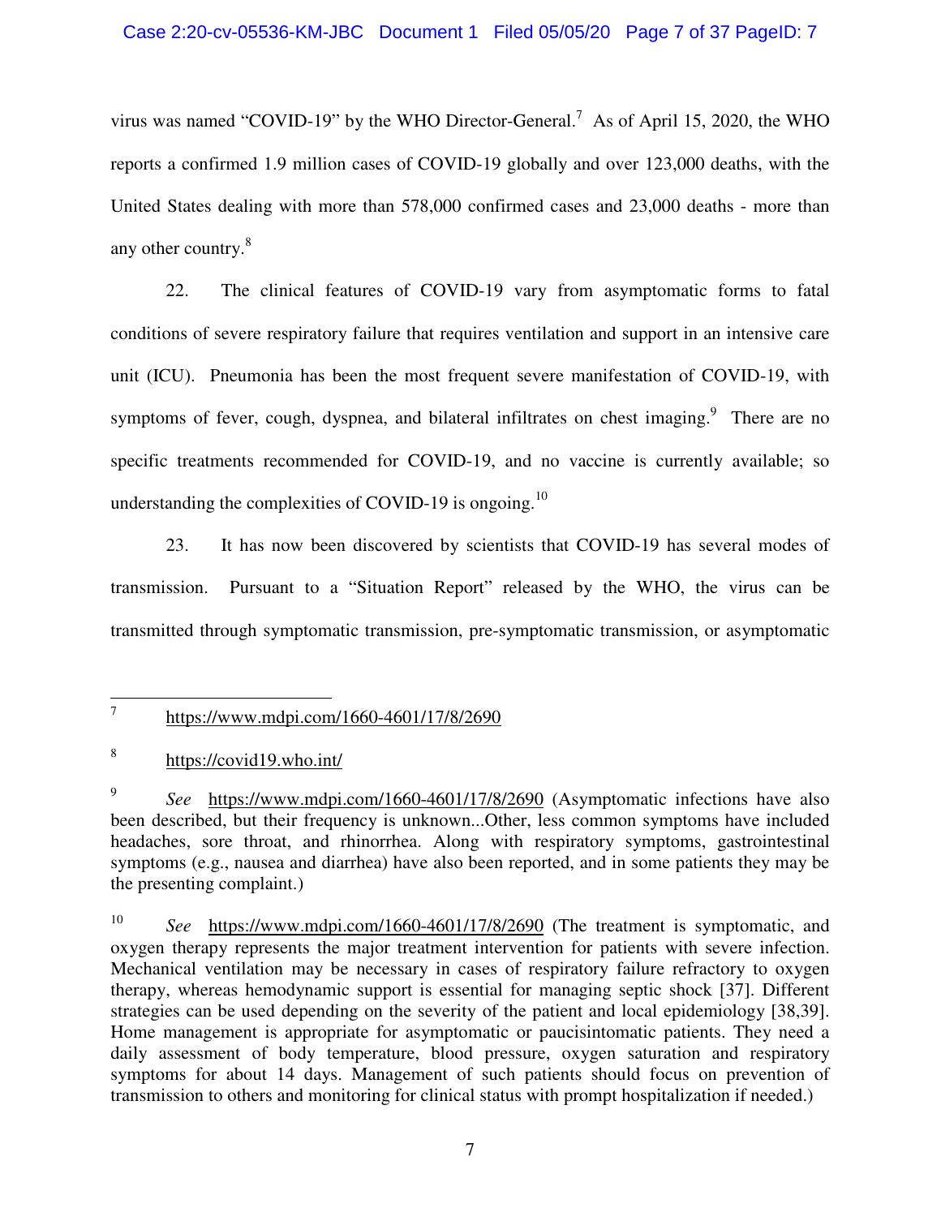virus was named "COVID-19" by the WHO Director-General.[7] As of April 15, 2020, the WHO reports a confirmed 1.9 million cases of COVID-19 globally and over 123,000 deaths, with the United States dealing with more than 578,000 confirmed cases and 23,000 deaths - more than any other country.[8]

22. The clinical features of COVID-19 vary from asymptomatic forms to fatal conditions of severe respiratory failure that requires ventilation and support in an intensive care unit (ICU). Pneumonia has been the most frequent severe manifestation of COVID-19, with symptoms of fever, cough, dyspnea, and bilateral infiltrates on chest imaging.[9] There are no specific treatments recommended for COVID-19, and no vaccine is currently available; so understanding the complexities of COVID-19 is ongoing.[10]

23. It has now been discovered by scientists that COVID-19 has several modes of transmission. Pursuant to a "Situation Report" released by the WHO, the virus can be transmitted through symptomatic transmission, pre-symptomatic transmission, or asymptomatic

---

[7] https://www.mdpi.com/1660-4601/17/8/2690

[8] https://covid19.who.int/

[9] *See* https://www.mdpi.com/1660-4601/17/8/2690 (Asymptomatic infections have also been described, but their frequency is unknown...Other, less common symptoms have included headaches, sore throat, and rhinorrhea. Along with respiratory symptoms, gastrointestinal symptoms (e.g., nausea and diarrhea) have also been reported, and in some patients they may be the presenting complaint.)

[10] *See* https://www.mdpi.com/1660-4601/17/8/2690 (The treatment is symptomatic, and oxygen therapy represents the major treatment intervention for patients with severe infection. Mechanical ventilation may be necessary in cases of respiratory failure refractory to oxygen therapy, whereas hemodynamic support is essential for managing septic shock [37]. Different strategies can be used depending on the severity of the patient and local epidemiology [38,39]. Home management is appropriate for asymptomatic or paucisintomatic patients. They need a daily assessment of body temperature, blood pressure, oxygen saturation and respiratory symptoms for about 14 days. Management of such patients should focus on prevention of transmission to others and monitoring for clinical status with prompt hospitalization if needed.)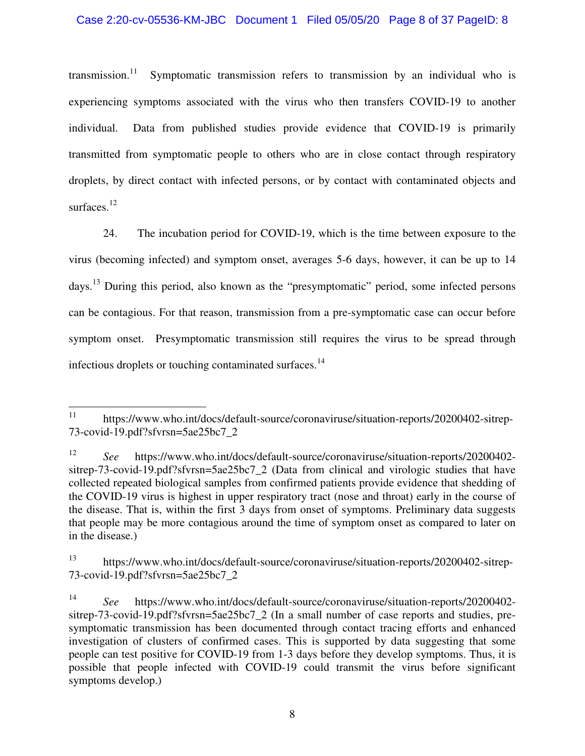transmission.[11] Symptomatic transmission refers to transmission by an individual who is experiencing symptoms associated with the virus who then transfers COVID-19 to another individual. Data from published studies provide evidence that COVID-19 is primarily transmitted from symptomatic people to others who are in close contact through respiratory droplets, by direct contact with infected persons, or by contact with contaminated objects and surfaces.[12]

24. The incubation period for COVID-19, which is the time between exposure to the virus (becoming infected) and symptom onset, averages 5-6 days, however, it can be up to 14 days.[13] During this period, also known as the "presymptomatic" period, some infected persons can be contagious. For that reason, transmission from a pre-symptomatic case can occur before symptom onset. Presymptomatic transmission still requires the virus to be spread through infectious droplets or touching contaminated surfaces.[14]

---

[11] https://www.who.int/docs/default-source/coronaviruse/situation-reports/20200402-sitrep-73-covid-19.pdf?sfvrsn=5ae25bc7_2

[12] *See* https://www.who.int/docs/default-source/coronaviruse/situation-reports/20200402-sitrep-73-covid-19.pdf?sfvrsn=5ae25bc7_2 (Data from clinical and virologic studies that have collected repeated biological samples from confirmed patients provide evidence that shedding of the COVID-19 virus is highest in upper respiratory tract (nose and throat) early in the course of the disease. That is, within the first 3 days from onset of symptoms. Preliminary data suggests that people may be more contagious around the time of symptom onset as compared to later on in the disease.)

[13] https://www.who.int/docs/default-source/coronaviruse/situation-reports/20200402-sitrep-73-covid-19.pdf?sfvrsn=5ae25bc7_2

[14] *See* https://www.who.int/docs/default-source/coronaviruse/situation-reports/20200402-sitrep-73-covid-19.pdf?sfvrsn=5ae25bc7_2 (In a small number of case reports and studies, pre-symptomatic transmission has been documented through contact tracing efforts and enhanced investigation of clusters of confirmed cases. This is supported by data suggesting that some people can test positive for COVID-19 from 1-3 days before they develop symptoms. Thus, it is possible that people infected with COVID-19 could transmit the virus before significant symptoms develop.)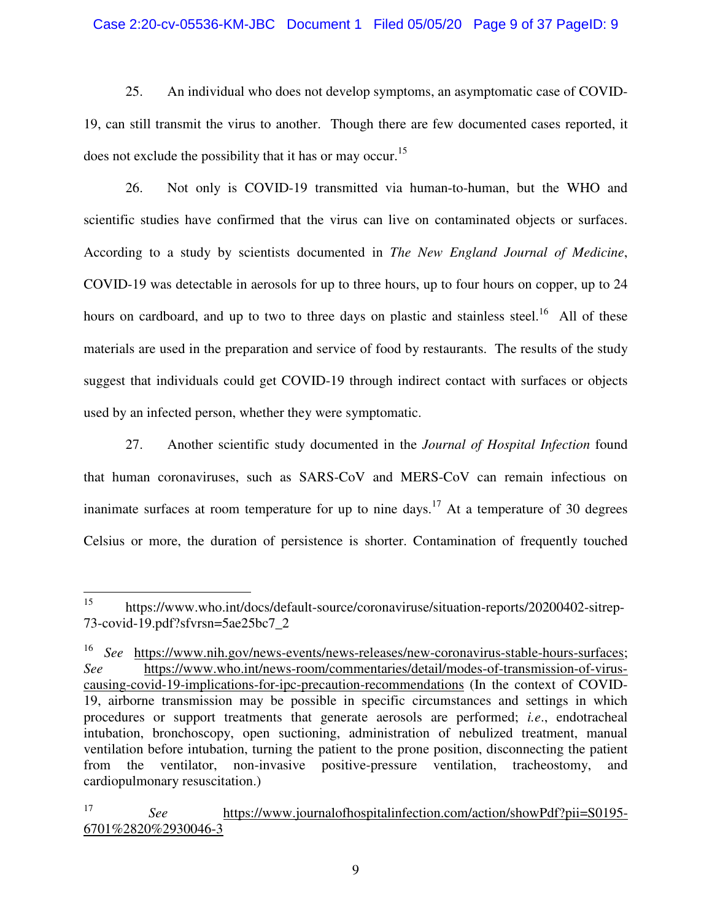25. An individual who does not develop symptoms, an asymptomatic case of COVID-19, can still transmit the virus to another. Though there are few documented cases reported, it does not exclude the possibility that it has or may occur.[15]

26. Not only is COVID-19 transmitted via human-to-human, but the WHO and scientific studies have confirmed that the virus can live on contaminated objects or surfaces. According to a study by scientists documented in *The New England Journal of Medicine*, COVID-19 was detectable in aerosols for up to three hours, up to four hours on copper, up to 24 hours on cardboard, and up to two to three days on plastic and stainless steel.[16] All of these materials are used in the preparation and service of food by restaurants. The results of the study suggest that individuals could get COVID-19 through indirect contact with surfaces or objects used by an infected person, whether they were symptomatic.

27. Another scientific study documented in the *Journal of Hospital Infection* found that human coronaviruses, such as SARS-CoV and MERS-CoV can remain infectious on inanimate surfaces at room temperature for up to nine days.[17] At a temperature of 30 degrees Celsius or more, the duration of persistence is shorter. Contamination of frequently touched

---

[15] https://www.who.int/docs/default-source/coronaviruse/situation-reports/20200402-sitrep-73-covid-19.pdf?sfvrsn=5ae25bc7_2

[16] *See* https://www.nih.gov/news-events/news-releases/new-coronavirus-stable-hours-surfaces; *See* https://www.who.int/news-room/commentaries/detail/modes-of-transmission-of-virus-causing-covid-19-implications-for-ipc-precaution-recommendations (In the context of COVID-19, airborne transmission may be possible in specific circumstances and settings in which procedures or support treatments that generate aerosols are performed; *i.e*., endotracheal intubation, bronchoscopy, open suctioning, administration of nebulized treatment, manual ventilation before intubation, turning the patient to the prone position, disconnecting the patient from the ventilator, non-invasive positive-pressure ventilation, tracheostomy, and cardiopulmonary resuscitation.)

[17] *See* https://www.journalofhospitalinfection.com/action/showPdf?pii=S0195-6701%2820%2930046-3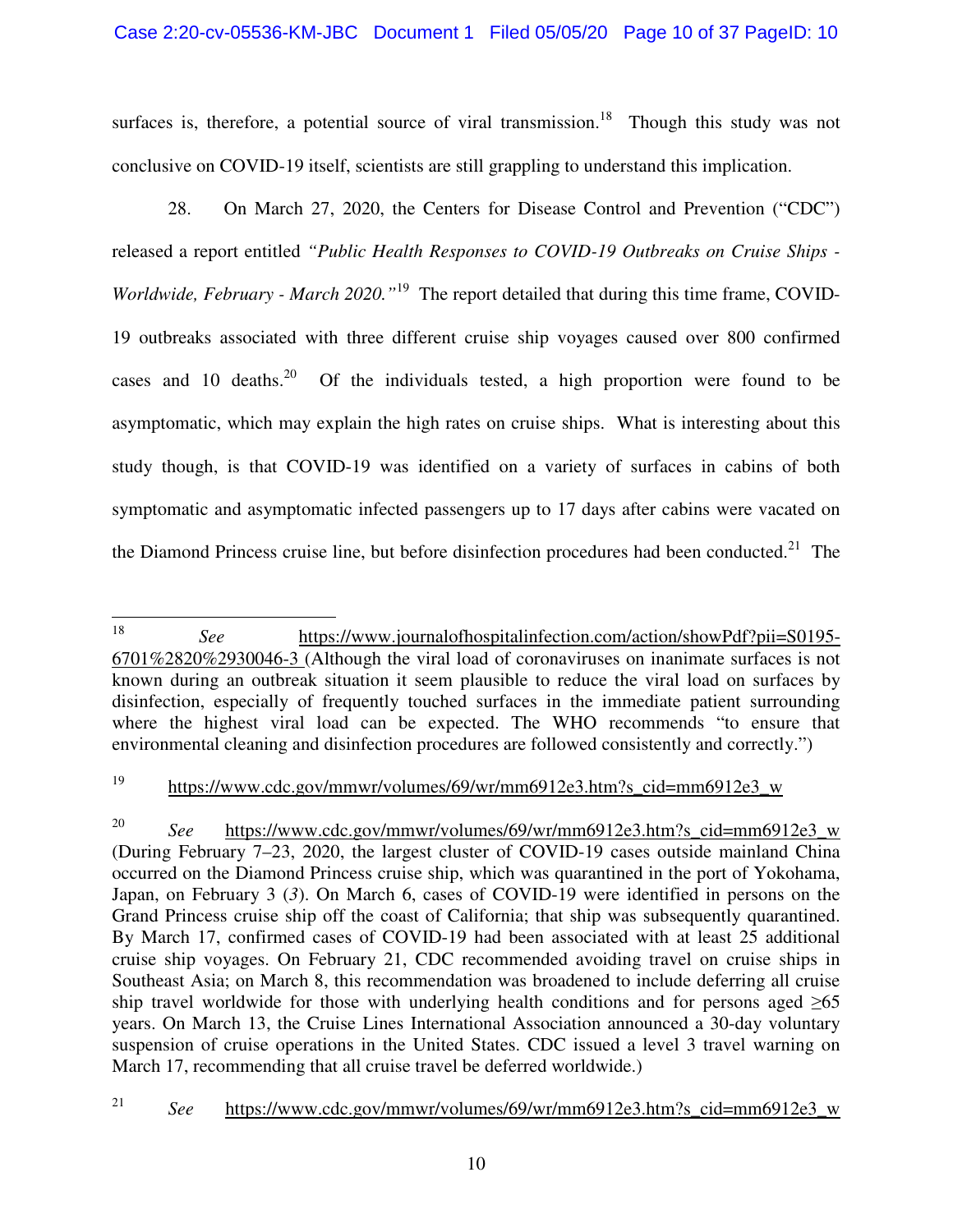surfaces is, therefore, a potential source of viral transmission.[18] Though this study was not conclusive on COVID-19 itself, scientists are still grappling to understand this implication.

28. On March 27, 2020, the Centers for Disease Control and Prevention ("CDC") released a report entitled *"Public Health Responses to COVID-19 Outbreaks on Cruise Ships - Worldwide, February - March 2020."*[19] The report detailed that during this time frame, COVID-19 outbreaks associated with three different cruise ship voyages caused over 800 confirmed cases and 10 deaths.[20] Of the individuals tested, a high proportion were found to be asymptomatic, which may explain the high rates on cruise ships. What is interesting about this study though, is that COVID-19 was identified on a variety of surfaces in cabins of both symptomatic and asymptomatic infected passengers up to 17 days after cabins were vacated on the Diamond Princess cruise line, but before disinfection procedures had been conducted.[21] The

---

[18] *See* https://www.journalofhospitalinfection.com/action/showPdf?pii=S0195-6701%2820%2930046-3 (Although the viral load of coronaviruses on inanimate surfaces is not known during an outbreak situation it seem plausible to reduce the viral load on surfaces by disinfection, especially of frequently touched surfaces in the immediate patient surrounding where the highest viral load can be expected. The WHO recommends "to ensure that environmental cleaning and disinfection procedures are followed consistently and correctly.")

[19] https://www.cdc.gov/mmwr/volumes/69/wr/mm6912e3.htm?s_cid=mm6912e3_w

[20] *See* https://www.cdc.gov/mmwr/volumes/69/wr/mm6912e3.htm?s_cid=mm6912e3_w (During February 7–23, 2020, the largest cluster of COVID-19 cases outside mainland China occurred on the Diamond Princess cruise ship, which was quarantined in the port of Yokohama, Japan, on February 3 (*3*). On March 6, cases of COVID-19 were identified in persons on the Grand Princess cruise ship off the coast of California; that ship was subsequently quarantined. By March 17, confirmed cases of COVID-19 had been associated with at least 25 additional cruise ship voyages. On February 21, CDC recommended avoiding travel on cruise ships in Southeast Asia; on March 8, this recommendation was broadened to include deferring all cruise ship travel worldwide for those with underlying health conditions and for persons aged ≥65 years. On March 13, the Cruise Lines International Association announced a 30-day voluntary suspension of cruise operations in the United States. CDC issued a level 3 travel warning on March 17, recommending that all cruise travel be deferred worldwide.)

[21] *See* https://www.cdc.gov/mmwr/volumes/69/wr/mm6912e3.htm?s_cid=mm6912e3_w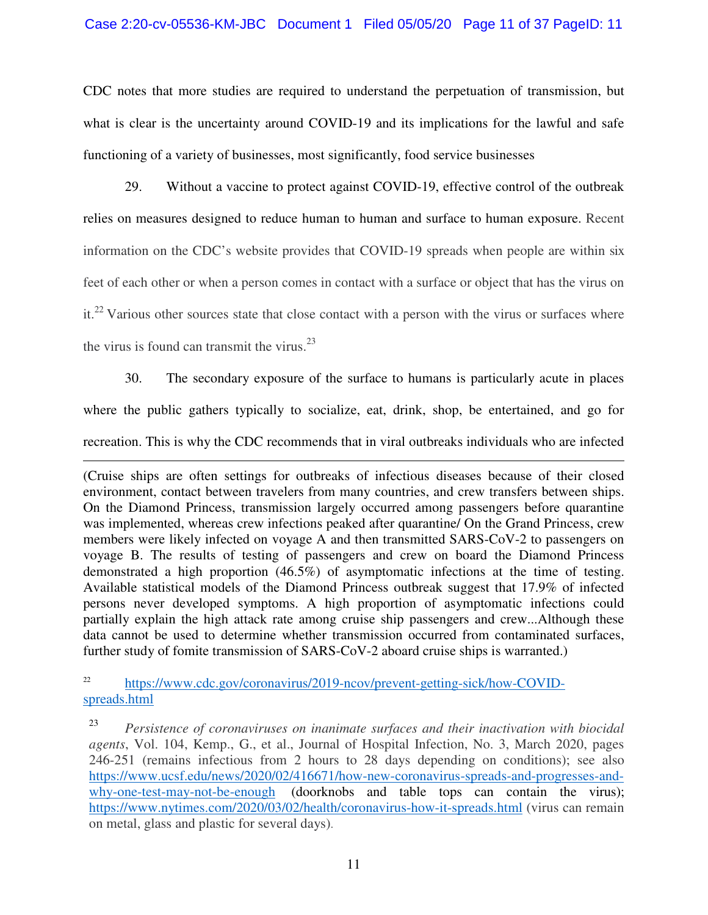CDC notes that more studies are required to understand the perpetuation of transmission, but what is clear is the uncertainty around COVID-19 and its implications for the lawful and safe functioning of a variety of businesses, most significantly, food service businesses

29. Without a vaccine to protect against COVID-19, effective control of the outbreak relies on measures designed to reduce human to human and surface to human exposure. Recent information on the CDC's website provides that COVID-19 spreads when people are within six feet of each other or when a person comes in contact with a surface or object that has the virus on it.[22] Various other sources state that close contact with a person with the virus or surfaces where the virus is found can transmit the virus.[23]

30. The secondary exposure of the surface to humans is particularly acute in places where the public gathers typically to socialize, eat, drink, shop, be entertained, and go for recreation. This is why the CDC recommends that in viral outbreaks individuals who are infected

---

(Cruise ships are often settings for outbreaks of infectious diseases because of their closed environment, contact between travelers from many countries, and crew transfers between ships. On the Diamond Princess, transmission largely occurred among passengers before quarantine was implemented, whereas crew infections peaked after quarantine/ On the Grand Princess, crew members were likely infected on voyage A and then transmitted SARS-CoV-2 to passengers on voyage B. The results of testing of passengers and crew on board the Diamond Princess demonstrated a high proportion (46.5%) of asymptomatic infections at the time of testing. Available statistical models of the Diamond Princess outbreak suggest that 17.9% of infected persons never developed symptoms. A high proportion of asymptomatic infections could partially explain the high attack rate among cruise ship passengers and crew...Although these data cannot be used to determine whether transmission occurred from contaminated surfaces, further study of fomite transmission of SARS-CoV-2 aboard cruise ships is warranted.)

[22] https://www.cdc.gov/coronavirus/2019-ncov/prevent-getting-sick/how-COVID-spreads.html

[23] *Persistence of coronaviruses on inanimate surfaces and their inactivation with biocidal agents*, Vol. 104, Kemp., G., et al., Journal of Hospital Infection, No. 3, March 2020, pages 246-251 (remains infectious from 2 hours to 28 days depending on conditions); see also https://www.ucsf.edu/news/2020/02/416671/how-new-coronavirus-spreads-and-progresses-and-why-one-test-may-not-be-enough (doorknobs and table tops can contain the virus); https://www.nytimes.com/2020/03/02/health/coronavirus-how-it-spreads.html (virus can remain on metal, glass and plastic for several days).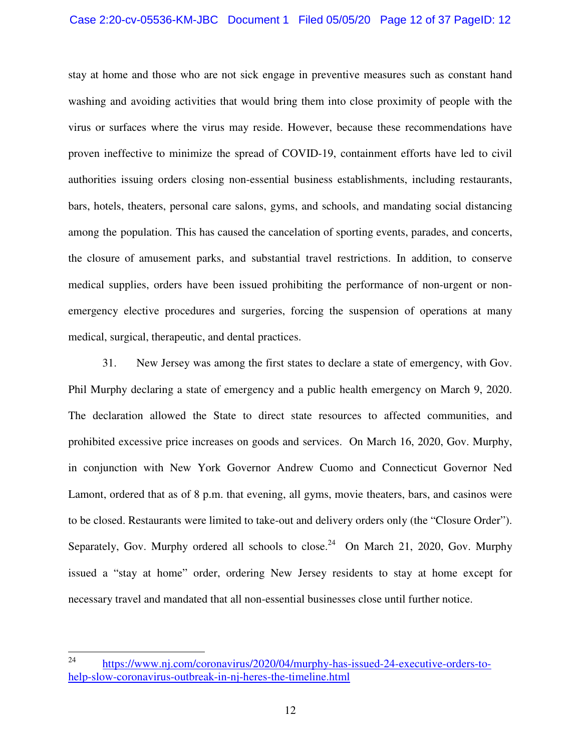stay at home and those who are not sick engage in preventive measures such as constant hand washing and avoiding activities that would bring them into close proximity of people with the virus or surfaces where the virus may reside. However, because these recommendations have proven ineffective to minimize the spread of COVID-19, containment efforts have led to civil authorities issuing orders closing non-essential business establishments, including restaurants, bars, hotels, theaters, personal care salons, gyms, and schools, and mandating social distancing among the population. This has caused the cancelation of sporting events, parades, and concerts, the closure of amusement parks, and substantial travel restrictions. In addition, to conserve medical supplies, orders have been issued prohibiting the performance of non-urgent or non-emergency elective procedures and surgeries, forcing the suspension of operations at many medical, surgical, therapeutic, and dental practices.

31. New Jersey was among the first states to declare a state of emergency, with Gov. Phil Murphy declaring a state of emergency and a public health emergency on March 9, 2020. The declaration allowed the State to direct state resources to affected communities, and prohibited excessive price increases on goods and services. On March 16, 2020, Gov. Murphy, in conjunction with New York Governor Andrew Cuomo and Connecticut Governor Ned Lamont, ordered that as of 8 p.m. that evening, all gyms, movie theaters, bars, and casinos were to be closed. Restaurants were limited to take-out and delivery orders only (the "Closure Order"). Separately, Gov. Murphy ordered all schools to close.[24] On March 21, 2020, Gov. Murphy issued a "stay at home" order, ordering New Jersey residents to stay at home except for necessary travel and mandated that all non-essential businesses close until further notice.

---

[24] https://www.nj.com/coronavirus/2020/04/murphy-has-issued-24-executive-orders-to-help-slow-coronavirus-outbreak-in-nj-heres-the-timeline.html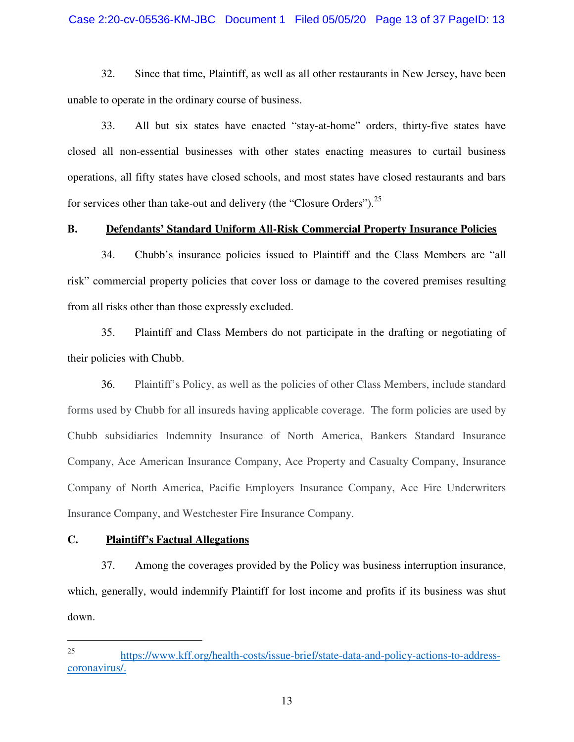32. Since that time, Plaintiff, as well as all other restaurants in New Jersey, have been unable to operate in the ordinary course of business.

33. All but six states have enacted "stay-at-home" orders, thirty-five states have closed all non-essential businesses with other states enacting measures to curtail business operations, all fifty states have closed schools, and most states have closed restaurants and bars for services other than take-out and delivery (the "Closure Orders").[25]

**B. Defendants' Standard Uniform All-Risk Commercial Property Insurance Policies**

34. Chubb's insurance policies issued to Plaintiff and the Class Members are "all risk" commercial property policies that cover loss or damage to the covered premises resulting from all risks other than those expressly excluded.

35. Plaintiff and Class Members do not participate in the drafting or negotiating of their policies with Chubb.

36. Plaintiff's Policy, as well as the policies of other Class Members, include standard forms used by Chubb for all insureds having applicable coverage. The form policies are used by Chubb subsidiaries Indemnity Insurance of North America, Bankers Standard Insurance Company, Ace American Insurance Company, Ace Property and Casualty Company, Insurance Company of North America, Pacific Employers Insurance Company, Ace Fire Underwriters Insurance Company, and Westchester Fire Insurance Company.

**C. Plaintiff's Factual Allegations**

37. Among the coverages provided by the Policy was business interruption insurance, which, generally, would indemnify Plaintiff for lost income and profits if its business was shut down.

---

[25] https://www.kff.org/health-costs/issue-brief/state-data-and-policy-actions-to-address-coronavirus/.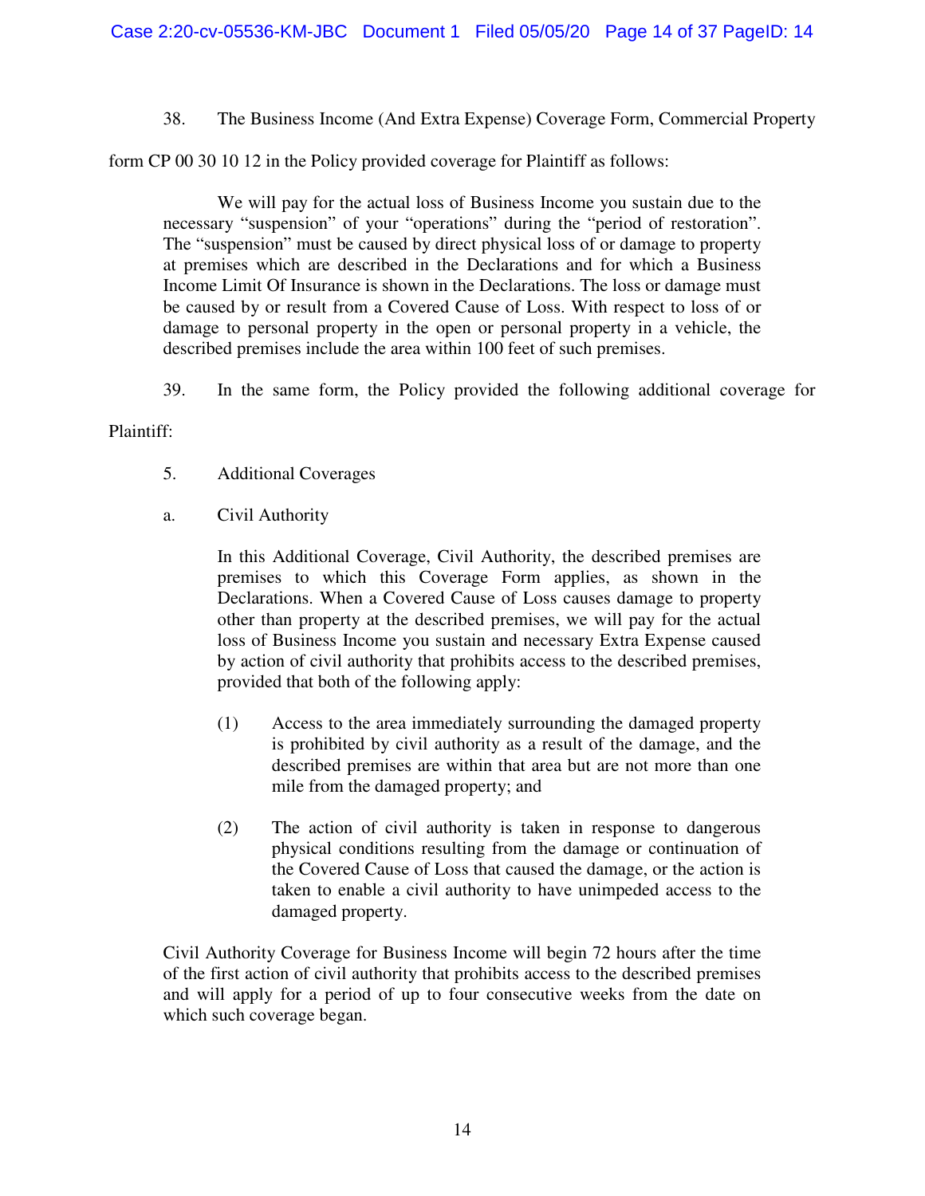38. The Business Income (And Extra Expense) Coverage Form, Commercial Property form CP 00 30 10 12 in the Policy provided coverage for Plaintiff as follows:

> We will pay for the actual loss of Business Income you sustain due to the necessary "suspension" of your "operations" during the "period of restoration". The "suspension" must be caused by direct physical loss of or damage to property at premises which are described in the Declarations and for which a Business Income Limit Of Insurance is shown in the Declarations. The loss or damage must be caused by or result from a Covered Cause of Loss. With respect to loss of or damage to personal property in the open or personal property in a vehicle, the described premises include the area within 100 feet of such premises.

39. In the same form, the Policy provided the following additional coverage for Plaintiff:

> 5. Additional Coverages
>
> a. Civil Authority
>
> In this Additional Coverage, Civil Authority, the described premises are premises to which this Coverage Form applies, as shown in the Declarations. When a Covered Cause of Loss causes damage to property other than property at the described premises, we will pay for the actual loss of Business Income you sustain and necessary Extra Expense caused by action of civil authority that prohibits access to the described premises, provided that both of the following apply:
>
> (1) Access to the area immediately surrounding the damaged property is prohibited by civil authority as a result of the damage, and the described premises are within that area but are not more than one mile from the damaged property; and
>
> (2) The action of civil authority is taken in response to dangerous physical conditions resulting from the damage or continuation of the Covered Cause of Loss that caused the damage, or the action is taken to enable a civil authority to have unimpeded access to the damaged property.
>
> Civil Authority Coverage for Business Income will begin 72 hours after the time of the first action of civil authority that prohibits access to the described premises and will apply for a period of up to four consecutive weeks from the date on which such coverage began.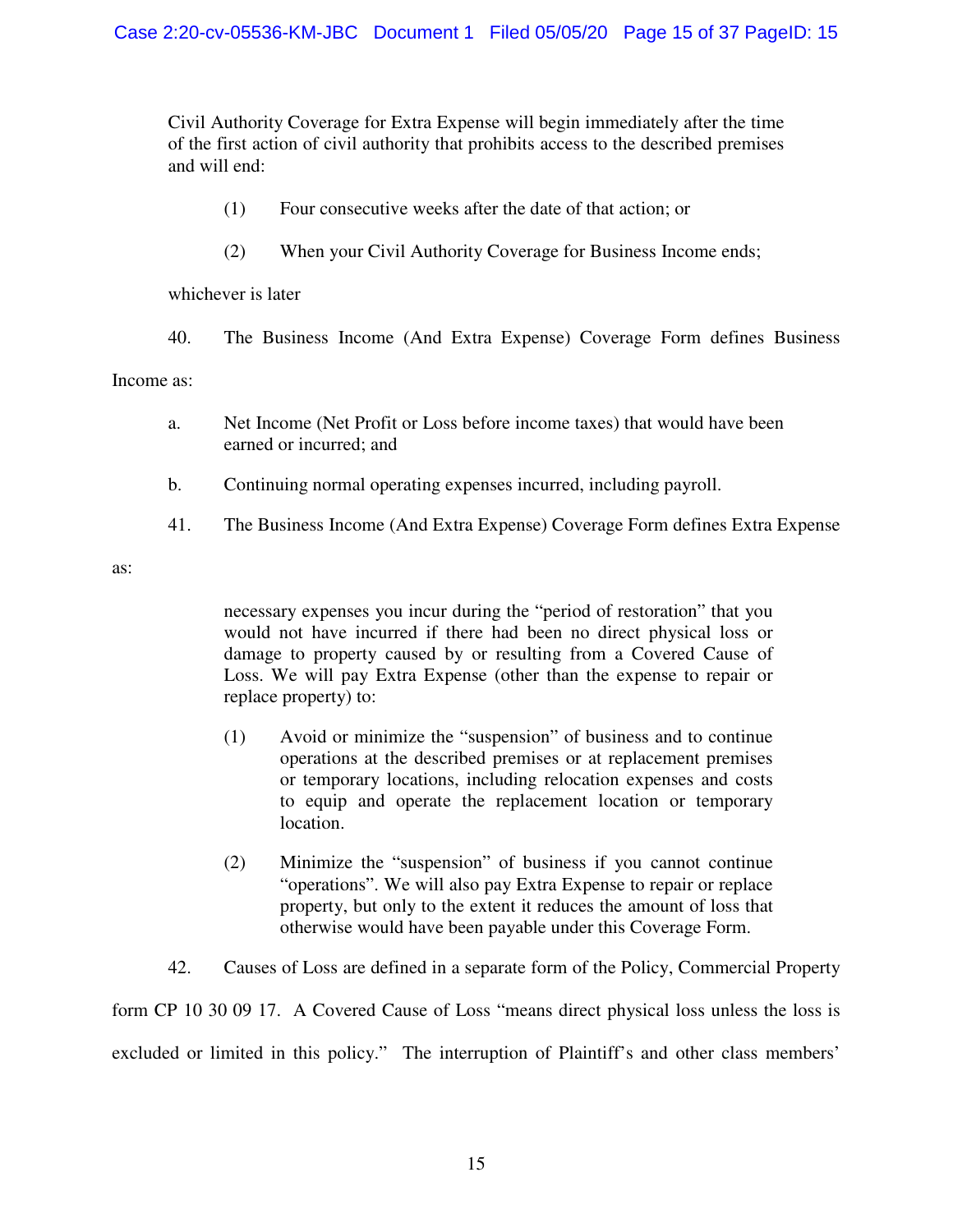> Civil Authority Coverage for Extra Expense will begin immediately after the time of the first action of civil authority that prohibits access to the described premises and will end:
>
> (1) Four consecutive weeks after the date of that action; or
>
> (2) When your Civil Authority Coverage for Business Income ends;
>
> whichever is later

40. The Business Income (And Extra Expense) Coverage Form defines Business Income as:

> a. Net Income (Net Profit or Loss before income taxes) that would have been earned or incurred; and
>
> b. Continuing normal operating expenses incurred, including payroll.

41. The Business Income (And Extra Expense) Coverage Form defines Extra Expense as:

> necessary expenses you incur during the "period of restoration" that you would not have incurred if there had been no direct physical loss or damage to property caused by or resulting from a Covered Cause of Loss. We will pay Extra Expense (other than the expense to repair or replace property) to:
>
> (1) Avoid or minimize the "suspension" of business and to continue operations at the described premises or at replacement premises or temporary locations, including relocation expenses and costs to equip and operate the replacement location or temporary location.
>
> (2) Minimize the "suspension" of business if you cannot continue "operations". We will also pay Extra Expense to repair or replace property, but only to the extent it reduces the amount of loss that otherwise would have been payable under this Coverage Form.

42. Causes of Loss are defined in a separate form of the Policy, Commercial Property form CP 10 30 09 17. A Covered Cause of Loss "means direct physical loss unless the loss is excluded or limited in this policy." The interruption of Plaintiff's and other class members'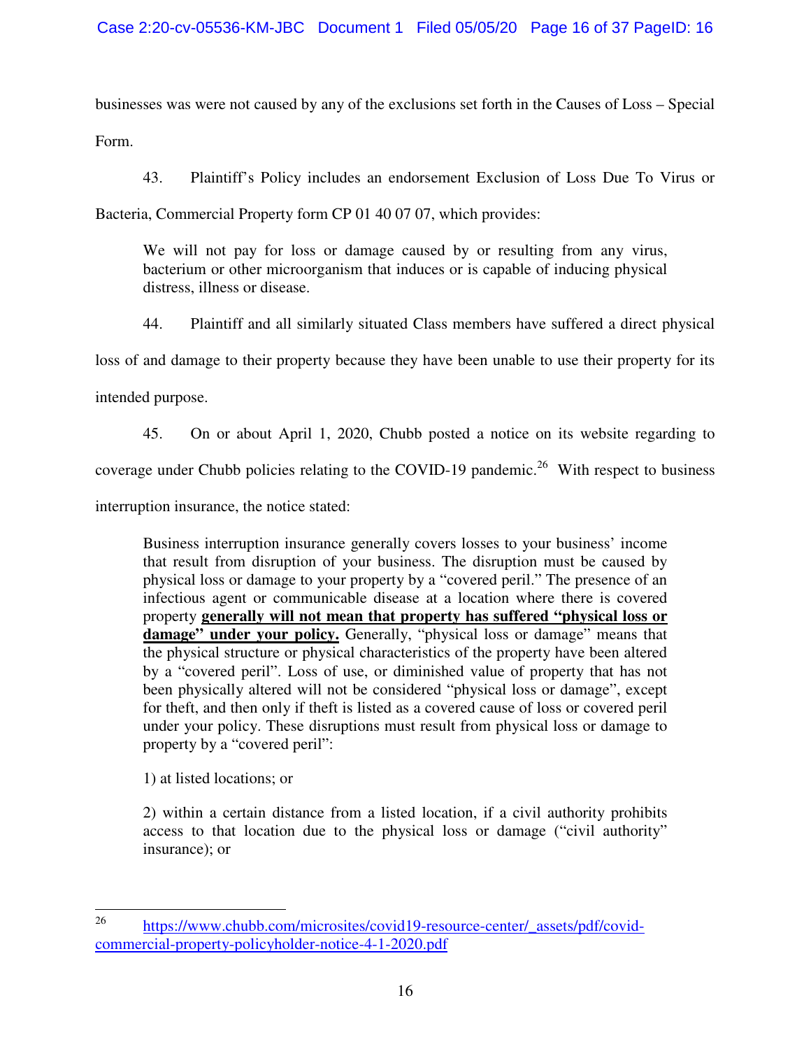businesses was were not caused by any of the exclusions set forth in the Causes of Loss – Special Form.

43. Plaintiff's Policy includes an endorsement Exclusion of Loss Due To Virus or Bacteria, Commercial Property form CP 01 40 07 07, which provides:

> We will not pay for loss or damage caused by or resulting from any virus, bacterium or other microorganism that induces or is capable of inducing physical distress, illness or disease.

44. Plaintiff and all similarly situated Class members have suffered a direct physical loss of and damage to their property because they have been unable to use their property for its intended purpose.

45. On or about April 1, 2020, Chubb posted a notice on its website regarding to coverage under Chubb policies relating to the COVID-19 pandemic.[26] With respect to business interruption insurance, the notice stated:

> Business interruption insurance generally covers losses to your business' income that result from disruption of your business. The disruption must be caused by physical loss or damage to your property by a "covered peril." The presence of an infectious agent or communicable disease at a location where there is covered property **generally will not mean that property has suffered "physical loss or damage" under your policy.** Generally, "physical loss or damage" means that the physical structure or physical characteristics of the property have been altered by a "covered peril". Loss of use, or diminished value of property that has not been physically altered will not be considered "physical loss or damage", except for theft, and then only if theft is listed as a covered cause of loss or covered peril under your policy. These disruptions must result from physical loss or damage to property by a "covered peril":
>
> 1) at listed locations; or
>
> 2) within a certain distance from a listed location, if a civil authority prohibits access to that location due to the physical loss or damage ("civil authority" insurance); or

---

[26] https://www.chubb.com/microsites/covid19-resource-center/_assets/pdf/covid-commercial-property-policyholder-notice-4-1-2020.pdf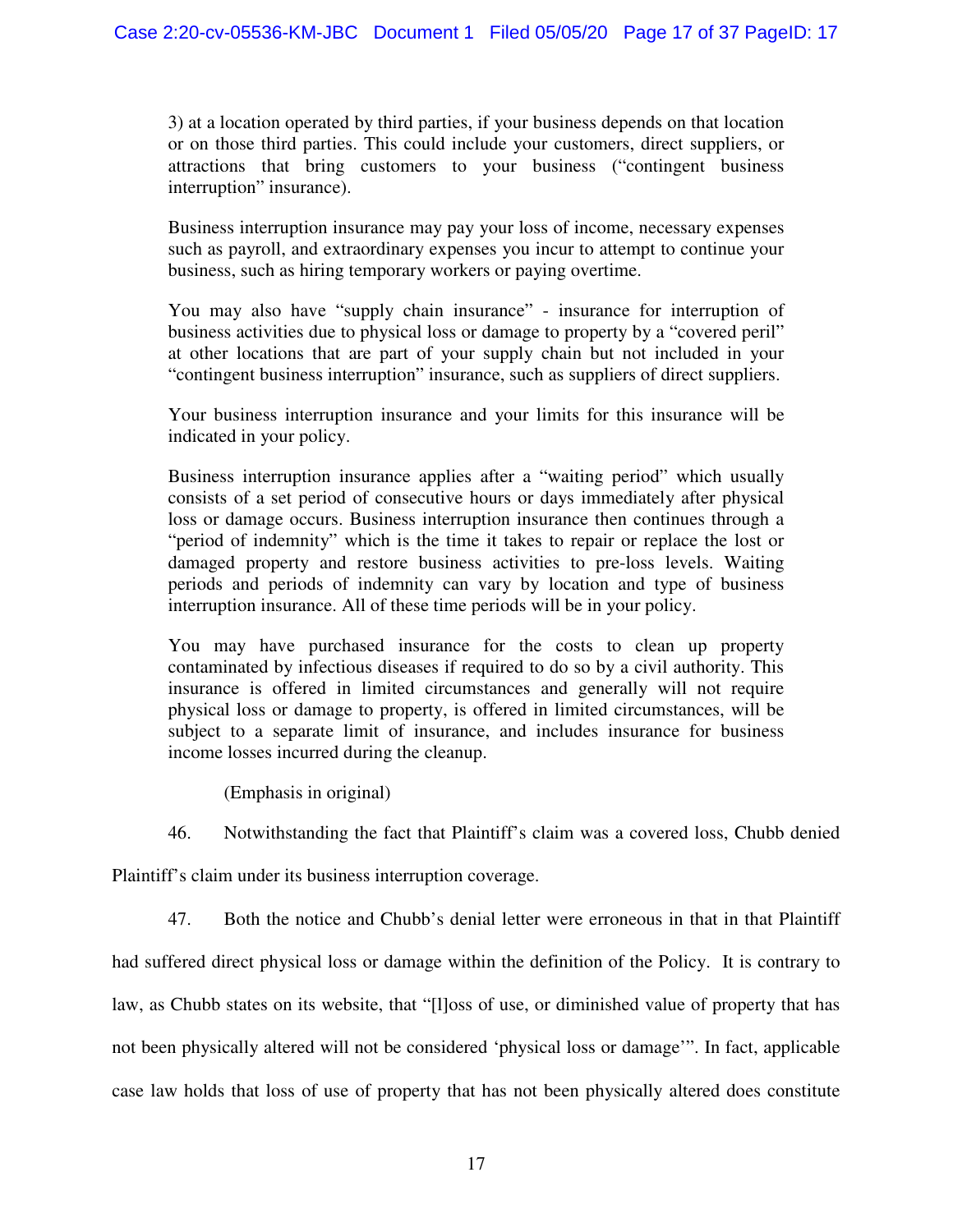> 3) at a location operated by third parties, if your business depends on that location or on those third parties. This could include your customers, direct suppliers, or attractions that bring customers to your business ("contingent business interruption" insurance).
>
> Business interruption insurance may pay your loss of income, necessary expenses such as payroll, and extraordinary expenses you incur to attempt to continue your business, such as hiring temporary workers or paying overtime.
>
> You may also have "supply chain insurance" - insurance for interruption of business activities due to physical loss or damage to property by a "covered peril" at other locations that are part of your supply chain but not included in your "contingent business interruption" insurance, such as suppliers of direct suppliers.
>
> Your business interruption insurance and your limits for this insurance will be indicated in your policy.
>
> Business interruption insurance applies after a "waiting period" which usually consists of a set period of consecutive hours or days immediately after physical loss or damage occurs. Business interruption insurance then continues through a "period of indemnity" which is the time it takes to repair or replace the lost or damaged property and restore business activities to pre-loss levels. Waiting periods and periods of indemnity can vary by location and type of business interruption insurance. All of these time periods will be in your policy.
>
> You may have purchased insurance for the costs to clean up property contaminated by infectious diseases if required to do so by a civil authority. This insurance is offered in limited circumstances and generally will not require physical loss or damage to property, is offered in limited circumstances, will be subject to a separate limit of insurance, and includes insurance for business income losses incurred during the cleanup.
>
> (Emphasis in original)

46. Notwithstanding the fact that Plaintiff's claim was a covered loss, Chubb denied Plaintiff's claim under its business interruption coverage.

47. Both the notice and Chubb's denial letter were erroneous in that in that Plaintiff had suffered direct physical loss or damage within the definition of the Policy. It is contrary to law, as Chubb states on its website, that "[l]oss of use, or diminished value of property that has not been physically altered will not be considered 'physical loss or damage'". In fact, applicable case law holds that loss of use of property that has not been physically altered does constitute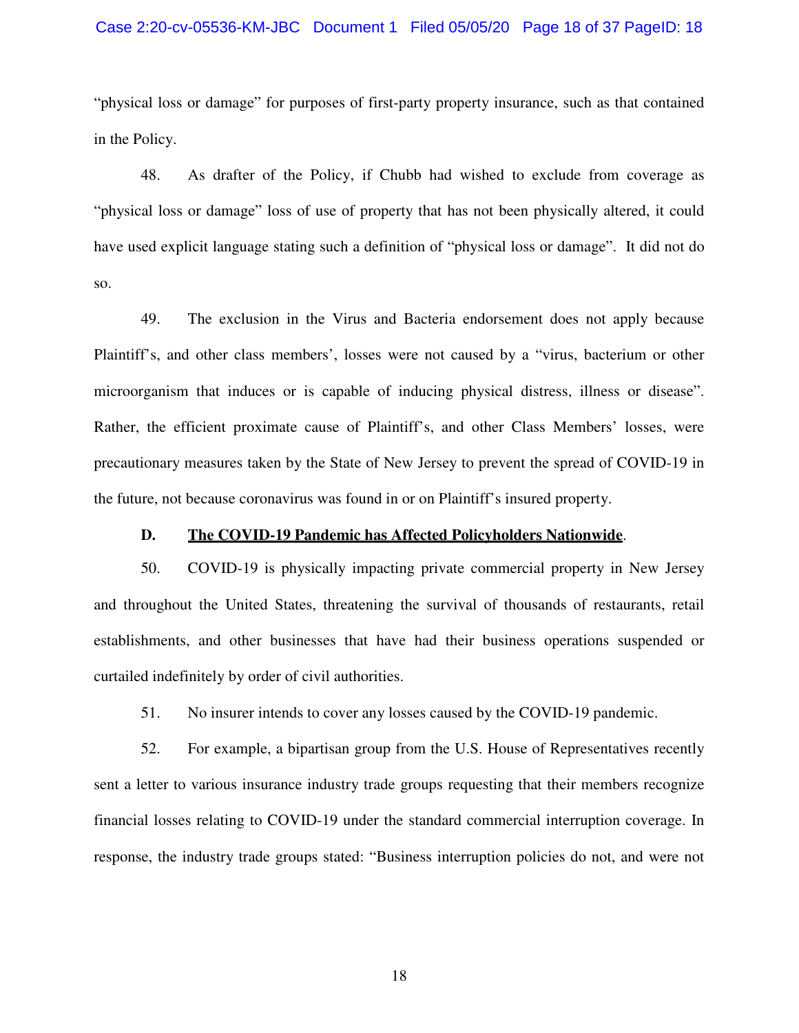"physical loss or damage" for purposes of first-party property insurance, such as that contained in the Policy.

48. As drafter of the Policy, if Chubb had wished to exclude from coverage as "physical loss or damage" loss of use of property that has not been physically altered, it could have used explicit language stating such a definition of "physical loss or damage". It did not do so.

49. The exclusion in the Virus and Bacteria endorsement does not apply because Plaintiff's, and other class members', losses were not caused by a "virus, bacterium or other microorganism that induces or is capable of inducing physical distress, illness or disease". Rather, the efficient proximate cause of Plaintiff's, and other Class Members' losses, were precautionary measures taken by the State of New Jersey to prevent the spread of COVID-19 in the future, not because coronavirus was found in or on Plaintiff's insured property.

### D. <u>**The COVID-19 Pandemic has Affected Policyholders Nationwide**</u>.

50. COVID-19 is physically impacting private commercial property in New Jersey and throughout the United States, threatening the survival of thousands of restaurants, retail establishments, and other businesses that have had their business operations suspended or curtailed indefinitely by order of civil authorities.

51. No insurer intends to cover any losses caused by the COVID-19 pandemic.

52. For example, a bipartisan group from the U.S. House of Representatives recently sent a letter to various insurance industry trade groups requesting that their members recognize financial losses relating to COVID-19 under the standard commercial interruption coverage. In response, the industry trade groups stated: "Business interruption policies do not, and were not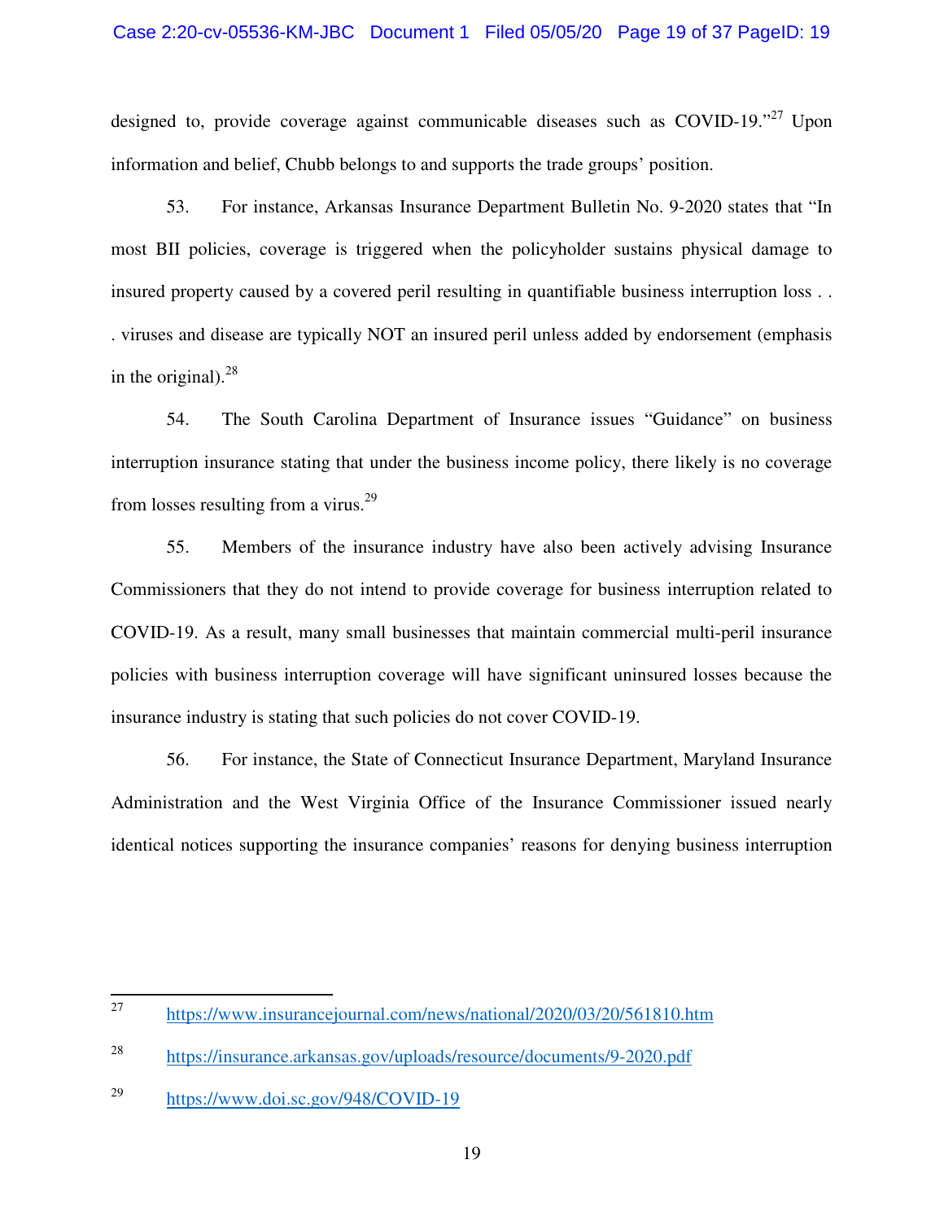designed to, provide coverage against communicable diseases such as COVID-19."[27] Upon information and belief, Chubb belongs to and supports the trade groups' position.

53. For instance, Arkansas Insurance Department Bulletin No. 9-2020 states that "In most BII policies, coverage is triggered when the policyholder sustains physical damage to insured property caused by a covered peril resulting in quantifiable business interruption loss . . . viruses and disease are typically NOT an insured peril unless added by endorsement (emphasis in the original).[28]

54. The South Carolina Department of Insurance issues "Guidance" on business interruption insurance stating that under the business income policy, there likely is no coverage from losses resulting from a virus.[29]

55. Members of the insurance industry have also been actively advising Insurance Commissioners that they do not intend to provide coverage for business interruption related to COVID-19. As a result, many small businesses that maintain commercial multi-peril insurance policies with business interruption coverage will have significant uninsured losses because the insurance industry is stating that such policies do not cover COVID-19.

56. For instance, the State of Connecticut Insurance Department, Maryland Insurance Administration and the West Virginia Office of the Insurance Commissioner issued nearly identical notices supporting the insurance companies' reasons for denying business interruption

---

[27] https://www.insurancejournal.com/news/national/2020/03/20/561810.htm

[28] https://insurance.arkansas.gov/uploads/resource/documents/9-2020.pdf

[29] https://www.doi.sc.gov/948/COVID-19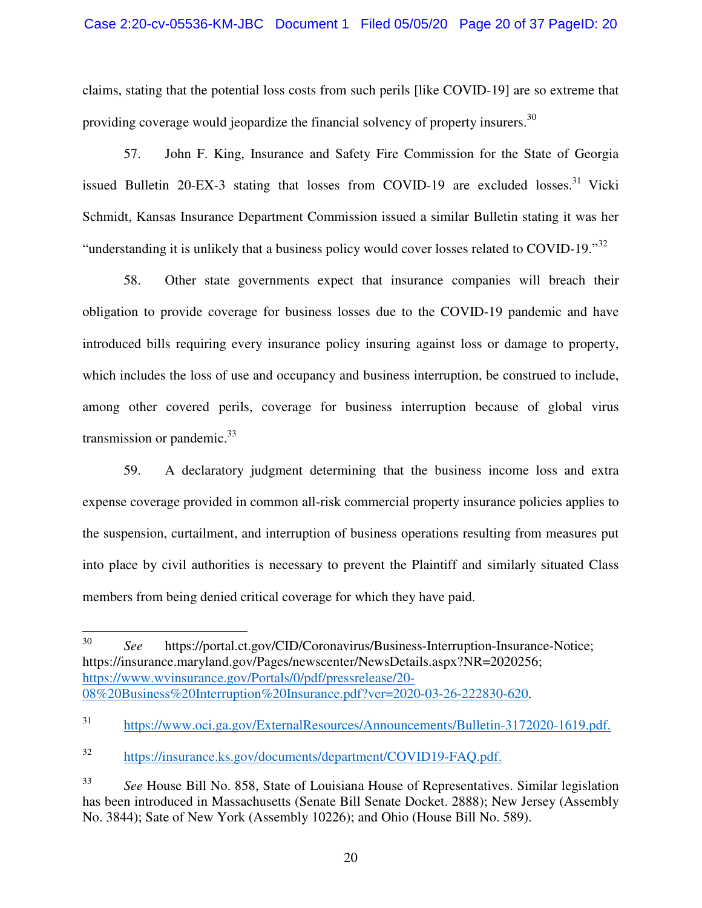claims, stating that the potential loss costs from such perils [like COVID-19] are so extreme that providing coverage would jeopardize the financial solvency of property insurers.[30]

57. John F. King, Insurance and Safety Fire Commission for the State of Georgia issued Bulletin 20-EX-3 stating that losses from COVID-19 are excluded losses.[31] Vicki Schmidt, Kansas Insurance Department Commission issued a similar Bulletin stating it was her "understanding it is unlikely that a business policy would cover losses related to COVID-19."[32]

58. Other state governments expect that insurance companies will breach their obligation to provide coverage for business losses due to the COVID-19 pandemic and have introduced bills requiring every insurance policy insuring against loss or damage to property, which includes the loss of use and occupancy and business interruption, be construed to include, among other covered perils, coverage for business interruption because of global virus transmission or pandemic.[33]

59. A declaratory judgment determining that the business income loss and extra expense coverage provided in common all-risk commercial property insurance policies applies to the suspension, curtailment, and interruption of business operations resulting from measures put into place by civil authorities is necessary to prevent the Plaintiff and similarly situated Class members from being denied critical coverage for which they have paid.

---

[30] *See* https://portal.ct.gov/CID/Coronavirus/Business-Interruption-Insurance-Notice; https://insurance.maryland.gov/Pages/newscenter/NewsDetails.aspx?NR=2020256; https://www.wvinsurance.gov/Portals/0/pdf/pressrelease/20-08%20Business%20Interruption%20Insurance.pdf?ver=2020-03-26-222830-620.

[31] https://www.oci.ga.gov/ExternalResources/Announcements/Bulletin-3172020-1619.pdf.

[32] https://insurance.ks.gov/documents/department/COVID19-FAQ.pdf.

[33] *See* House Bill No. 858, State of Louisiana House of Representatives. Similar legislation has been introduced in Massachusetts (Senate Bill Senate Docket. 2888); New Jersey (Assembly No. 3844); Sate of New York (Assembly 10226); and Ohio (House Bill No. 589).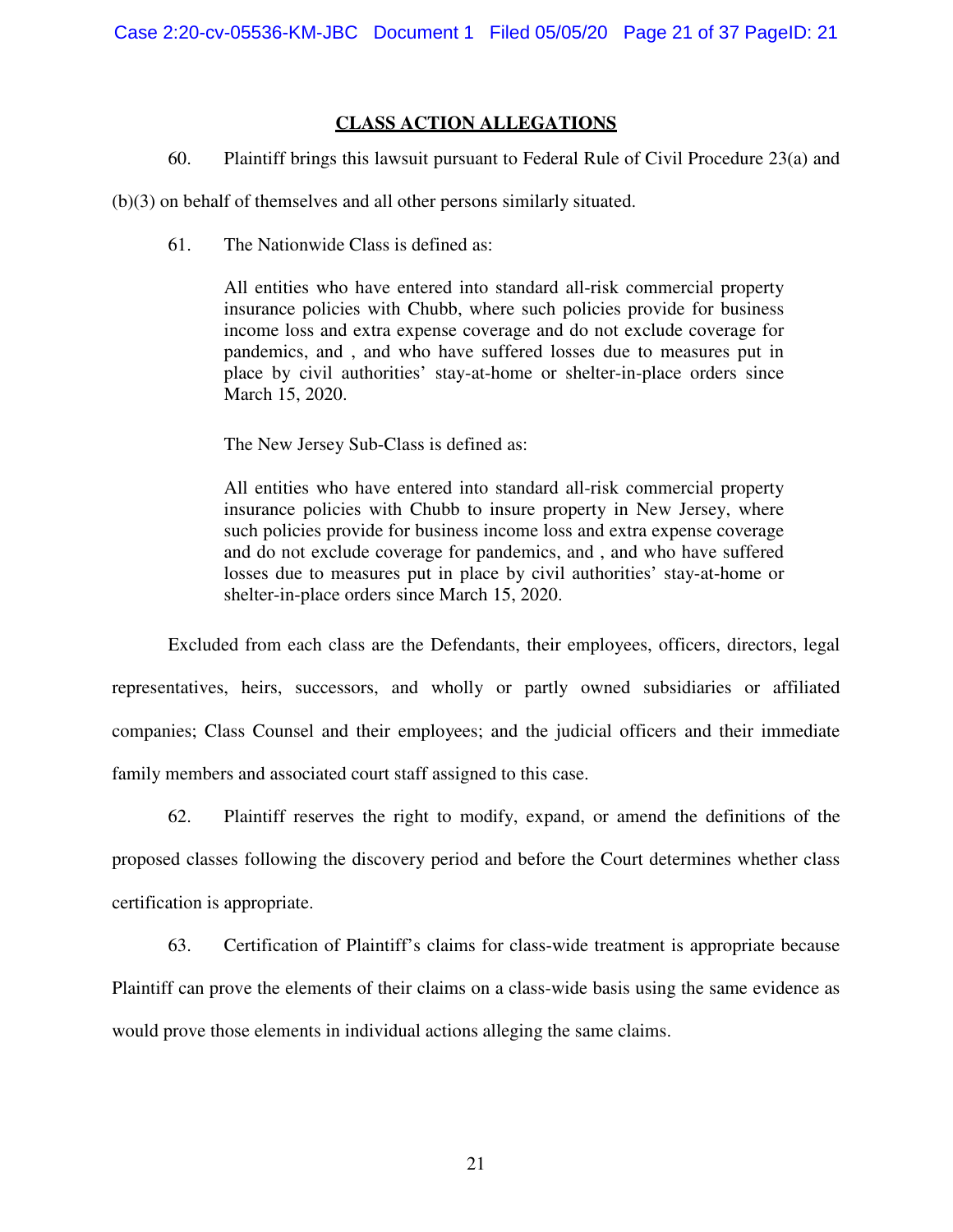## CLASS ACTION ALLEGATIONS

60. Plaintiff brings this lawsuit pursuant to Federal Rule of Civil Procedure 23(a) and (b)(3) on behalf of themselves and all other persons similarly situated.

61. The Nationwide Class is defined as:

> All entities who have entered into standard all-risk commercial property insurance policies with Chubb, where such policies provide for business income loss and extra expense coverage and do not exclude coverage for pandemics, and , and who have suffered losses due to measures put in place by civil authorities' stay-at-home or shelter-in-place orders since March 15, 2020.
>
> The New Jersey Sub-Class is defined as:
>
> All entities who have entered into standard all-risk commercial property insurance policies with Chubb to insure property in New Jersey, where such policies provide for business income loss and extra expense coverage and do not exclude coverage for pandemics, and , and who have suffered losses due to measures put in place by civil authorities' stay-at-home or shelter-in-place orders since March 15, 2020.

Excluded from each class are the Defendants, their employees, officers, directors, legal representatives, heirs, successors, and wholly or partly owned subsidiaries or affiliated companies; Class Counsel and their employees; and the judicial officers and their immediate family members and associated court staff assigned to this case.

62. Plaintiff reserves the right to modify, expand, or amend the definitions of the proposed classes following the discovery period and before the Court determines whether class certification is appropriate.

63. Certification of Plaintiff's claims for class-wide treatment is appropriate because Plaintiff can prove the elements of their claims on a class-wide basis using the same evidence as would prove those elements in individual actions alleging the same claims.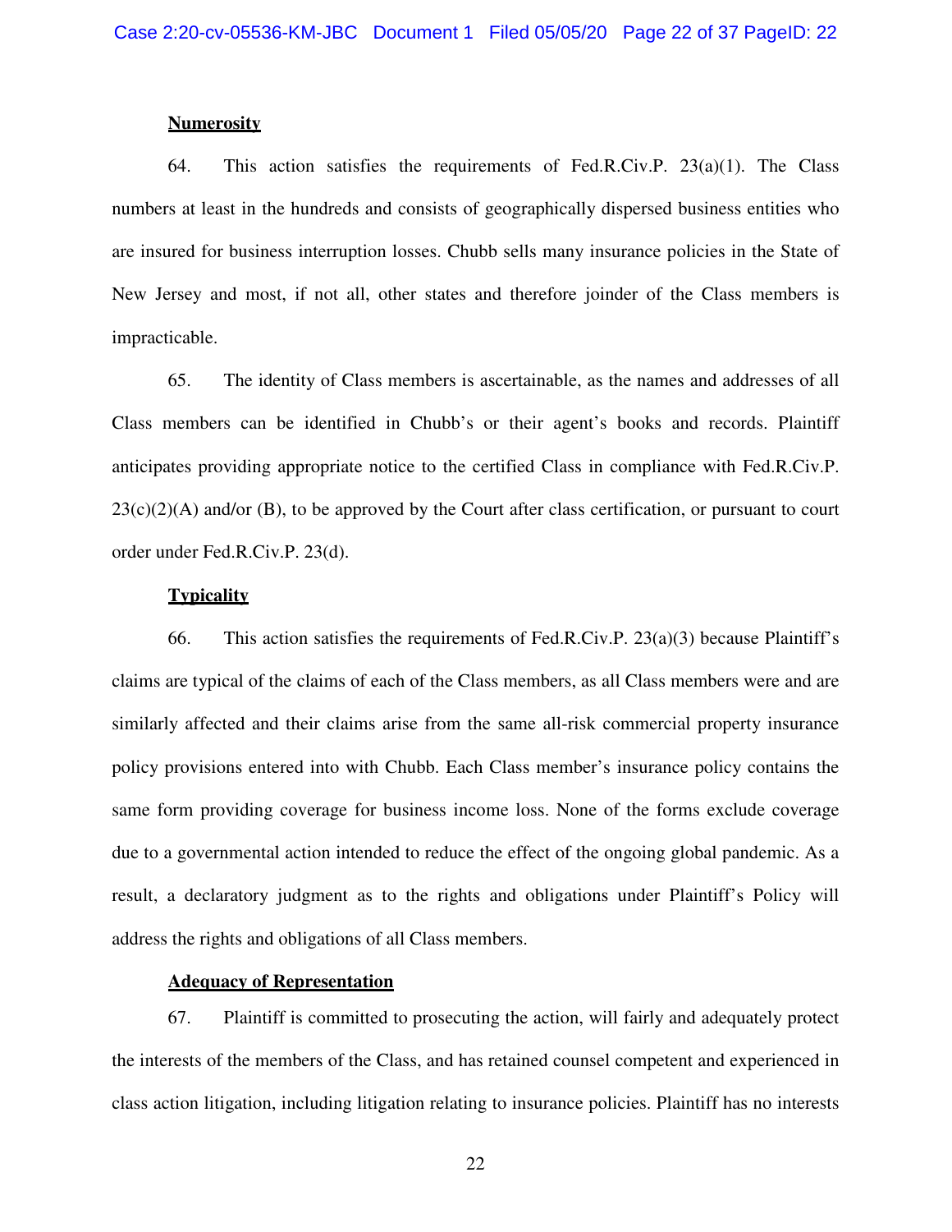**Numerosity**

64. This action satisfies the requirements of Fed.R.Civ.P. 23(a)(1). The Class numbers at least in the hundreds and consists of geographically dispersed business entities who are insured for business interruption losses. Chubb sells many insurance policies in the State of New Jersey and most, if not all, other states and therefore joinder of the Class members is impracticable.

65. The identity of Class members is ascertainable, as the names and addresses of all Class members can be identified in Chubb's or their agent's books and records. Plaintiff anticipates providing appropriate notice to the certified Class in compliance with Fed.R.Civ.P. 23(c)(2)(A) and/or (B), to be approved by the Court after class certification, or pursuant to court order under Fed.R.Civ.P. 23(d).

**Typicality**

66. This action satisfies the requirements of Fed.R.Civ.P. 23(a)(3) because Plaintiff's claims are typical of the claims of each of the Class members, as all Class members were and are similarly affected and their claims arise from the same all-risk commercial property insurance policy provisions entered into with Chubb. Each Class member's insurance policy contains the same form providing coverage for business income loss. None of the forms exclude coverage due to a governmental action intended to reduce the effect of the ongoing global pandemic. As a result, a declaratory judgment as to the rights and obligations under Plaintiff's Policy will address the rights and obligations of all Class members.

**Adequacy of Representation**

67. Plaintiff is committed to prosecuting the action, will fairly and adequately protect the interests of the members of the Class, and has retained counsel competent and experienced in class action litigation, including litigation relating to insurance policies. Plaintiff has no interests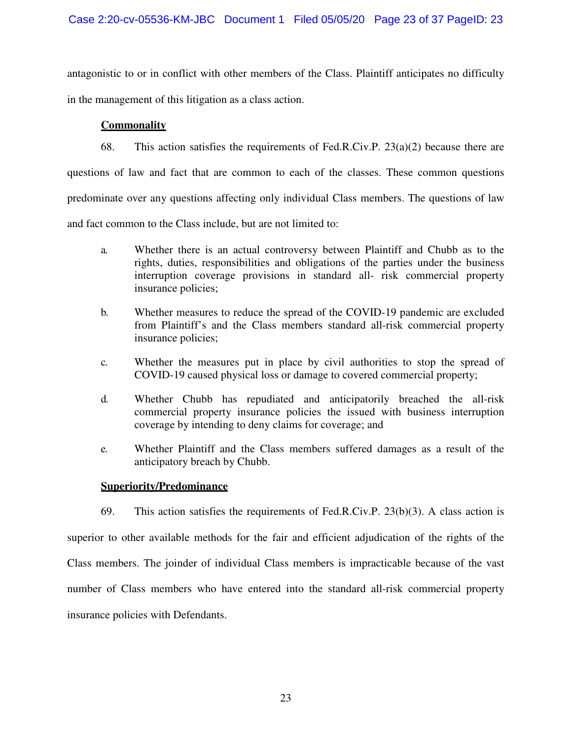antagonistic to or in conflict with other members of the Class. Plaintiff anticipates no difficulty in the management of this litigation as a class action.

**Commonality**

68. This action satisfies the requirements of Fed.R.Civ.P. 23(a)(2) because there are questions of law and fact that are common to each of the classes. These common questions predominate over any questions affecting only individual Class members. The questions of law and fact common to the Class include, but are not limited to:

a. Whether there is an actual controversy between Plaintiff and Chubb as to the rights, duties, responsibilities and obligations of the parties under the business interruption coverage provisions in standard all- risk commercial property insurance policies;

b. Whether measures to reduce the spread of the COVID-19 pandemic are excluded from Plaintiff's and the Class members standard all-risk commercial property insurance policies;

c. Whether the measures put in place by civil authorities to stop the spread of COVID-19 caused physical loss or damage to covered commercial property;

d. Whether Chubb has repudiated and anticipatorily breached the all-risk commercial property insurance policies the issued with business interruption coverage by intending to deny claims for coverage; and

e. Whether Plaintiff and the Class members suffered damages as a result of the anticipatory breach by Chubb.

**Superiority/Predominance**

69. This action satisfies the requirements of Fed.R.Civ.P. 23(b)(3). A class action is superior to other available methods for the fair and efficient adjudication of the rights of the Class members. The joinder of individual Class members is impracticable because of the vast number of Class members who have entered into the standard all-risk commercial property insurance policies with Defendants.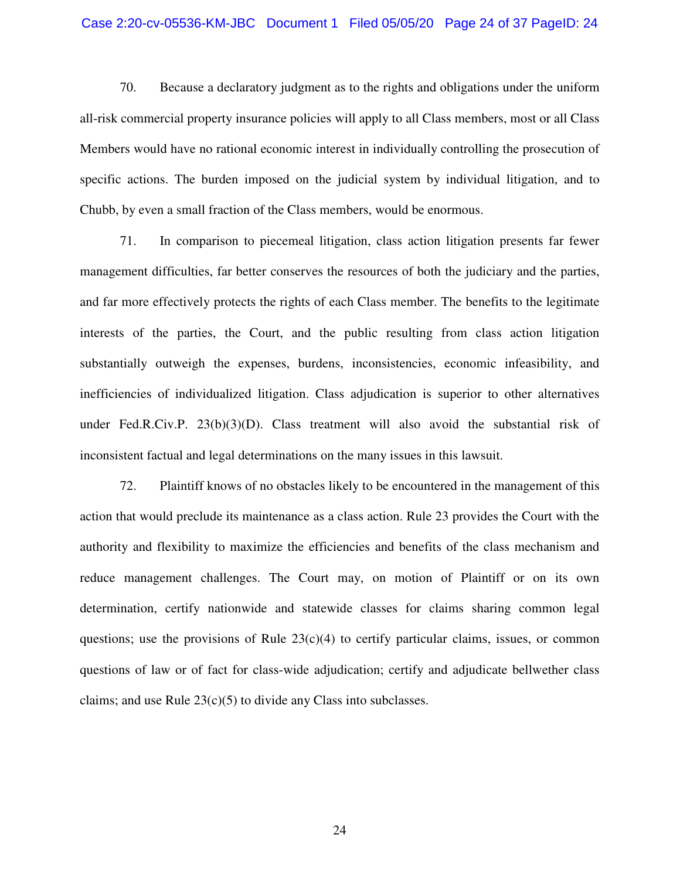70. Because a declaratory judgment as to the rights and obligations under the uniform all-risk commercial property insurance policies will apply to all Class members, most or all Class Members would have no rational economic interest in individually controlling the prosecution of specific actions. The burden imposed on the judicial system by individual litigation, and to Chubb, by even a small fraction of the Class members, would be enormous.

71. In comparison to piecemeal litigation, class action litigation presents far fewer management difficulties, far better conserves the resources of both the judiciary and the parties, and far more effectively protects the rights of each Class member. The benefits to the legitimate interests of the parties, the Court, and the public resulting from class action litigation substantially outweigh the expenses, burdens, inconsistencies, economic infeasibility, and inefficiencies of individualized litigation. Class adjudication is superior to other alternatives under Fed.R.Civ.P. 23(b)(3)(D). Class treatment will also avoid the substantial risk of inconsistent factual and legal determinations on the many issues in this lawsuit.

72. Plaintiff knows of no obstacles likely to be encountered in the management of this action that would preclude its maintenance as a class action. Rule 23 provides the Court with the authority and flexibility to maximize the efficiencies and benefits of the class mechanism and reduce management challenges. The Court may, on motion of Plaintiff or on its own determination, certify nationwide and statewide classes for claims sharing common legal questions; use the provisions of Rule 23(c)(4) to certify particular claims, issues, or common questions of law or of fact for class-wide adjudication; certify and adjudicate bellwether class claims; and use Rule 23(c)(5) to divide any Class into subclasses.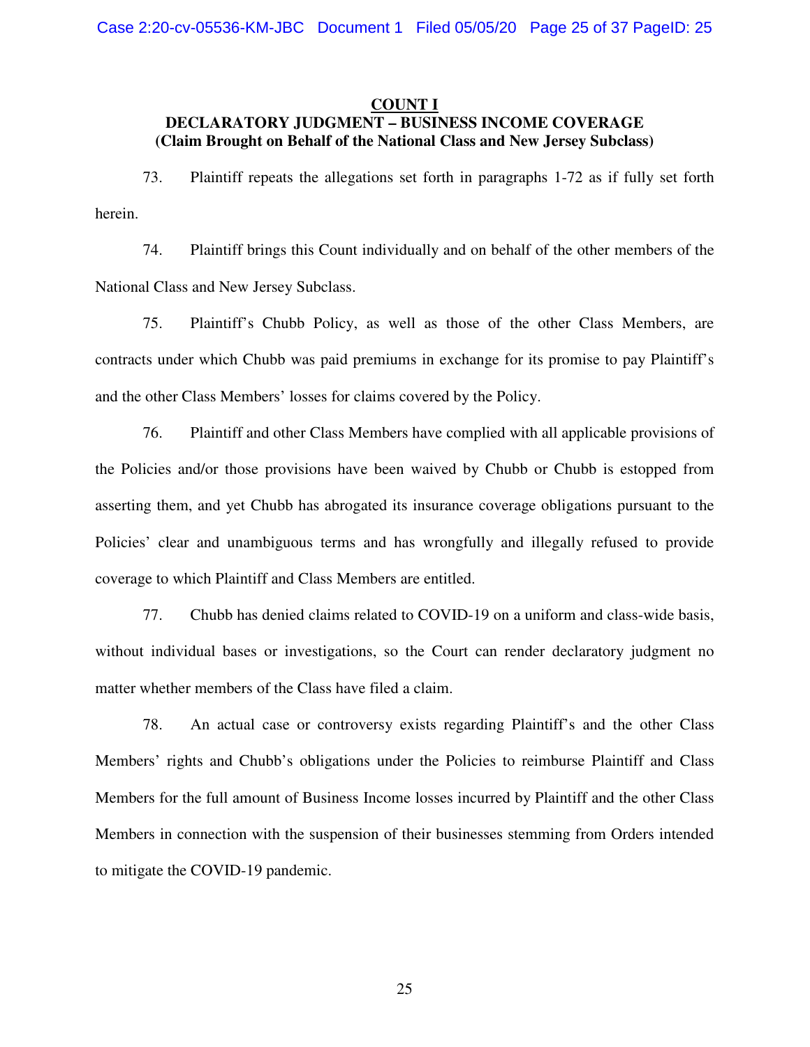## COUNT I

### DECLARATORY JUDGMENT – BUSINESS INCOME COVERAGE

**(Claim Brought on Behalf of the National Class and New Jersey Subclass)**

73. Plaintiff repeats the allegations set forth in paragraphs 1-72 as if fully set forth herein.

74. Plaintiff brings this Count individually and on behalf of the other members of the National Class and New Jersey Subclass.

75. Plaintiff's Chubb Policy, as well as those of the other Class Members, are contracts under which Chubb was paid premiums in exchange for its promise to pay Plaintiff's and the other Class Members' losses for claims covered by the Policy.

76. Plaintiff and other Class Members have complied with all applicable provisions of the Policies and/or those provisions have been waived by Chubb or Chubb is estopped from asserting them, and yet Chubb has abrogated its insurance coverage obligations pursuant to the Policies' clear and unambiguous terms and has wrongfully and illegally refused to provide coverage to which Plaintiff and Class Members are entitled.

77. Chubb has denied claims related to COVID-19 on a uniform and class-wide basis, without individual bases or investigations, so the Court can render declaratory judgment no matter whether members of the Class have filed a claim.

78. An actual case or controversy exists regarding Plaintiff's and the other Class Members' rights and Chubb's obligations under the Policies to reimburse Plaintiff and Class Members for the full amount of Business Income losses incurred by Plaintiff and the other Class Members in connection with the suspension of their businesses stemming from Orders intended to mitigate the COVID-19 pandemic.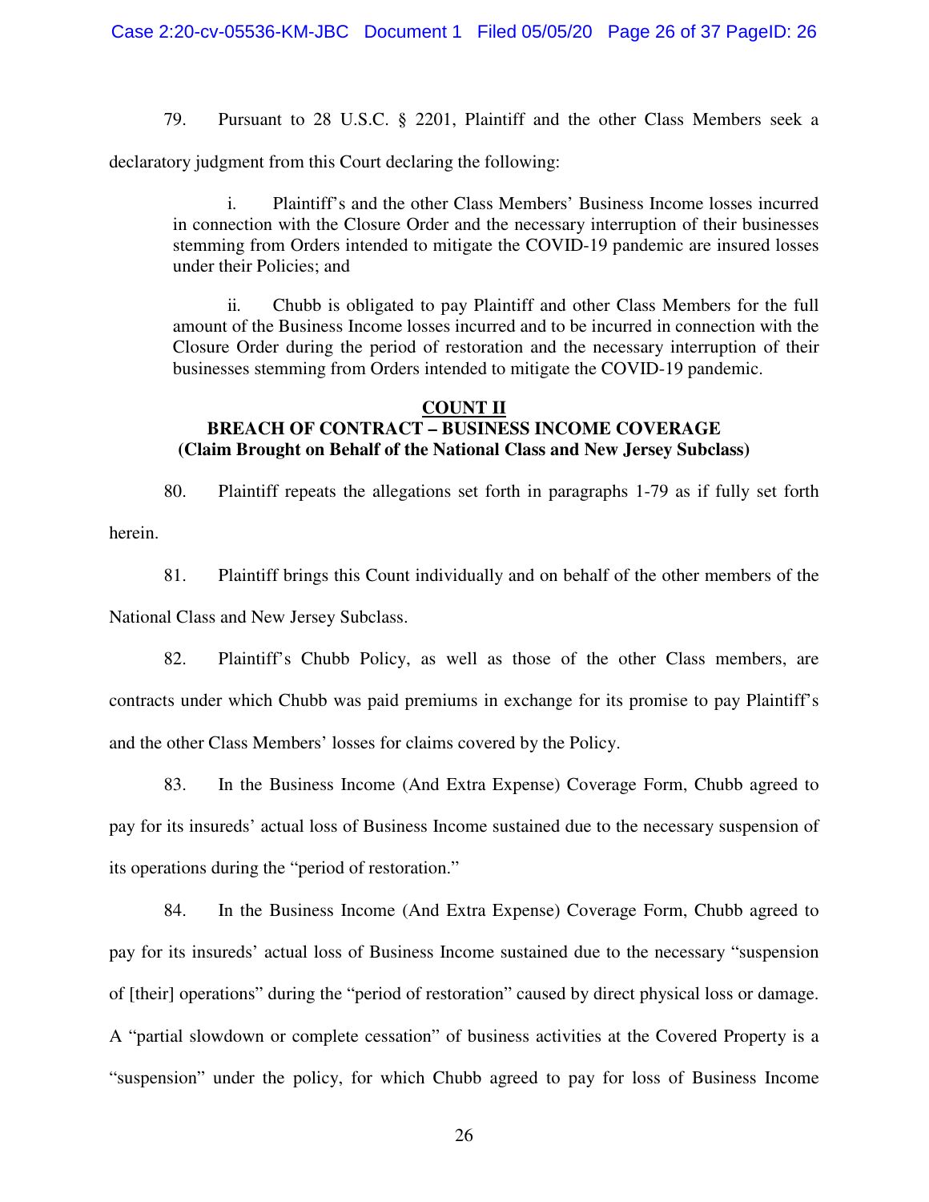79. Pursuant to 28 U.S.C. § 2201, Plaintiff and the other Class Members seek a declaratory judgment from this Court declaring the following:

> i. Plaintiff's and the other Class Members' Business Income losses incurred in connection with the Closure Order and the necessary interruption of their businesses stemming from Orders intended to mitigate the COVID-19 pandemic are insured losses under their Policies; and
>
> ii. Chubb is obligated to pay Plaintiff and other Class Members for the full amount of the Business Income losses incurred and to be incurred in connection with the Closure Order during the period of restoration and the necessary interruption of their businesses stemming from Orders intended to mitigate the COVID-19 pandemic.

## COUNT II
### BREACH OF CONTRACT – BUSINESS INCOME COVERAGE
### (Claim Brought on Behalf of the National Class and New Jersey Subclass)

80. Plaintiff repeats the allegations set forth in paragraphs 1-79 as if fully set forth herein.

81. Plaintiff brings this Count individually and on behalf of the other members of the National Class and New Jersey Subclass.

82. Plaintiff's Chubb Policy, as well as those of the other Class members, are contracts under which Chubb was paid premiums in exchange for its promise to pay Plaintiff's and the other Class Members' losses for claims covered by the Policy.

83. In the Business Income (And Extra Expense) Coverage Form, Chubb agreed to pay for its insureds' actual loss of Business Income sustained due to the necessary suspension of its operations during the "period of restoration."

84. In the Business Income (And Extra Expense) Coverage Form, Chubb agreed to pay for its insureds' actual loss of Business Income sustained due to the necessary "suspension of [their] operations" during the "period of restoration" caused by direct physical loss or damage. A "partial slowdown or complete cessation" of business activities at the Covered Property is a "suspension" under the policy, for which Chubb agreed to pay for loss of Business Income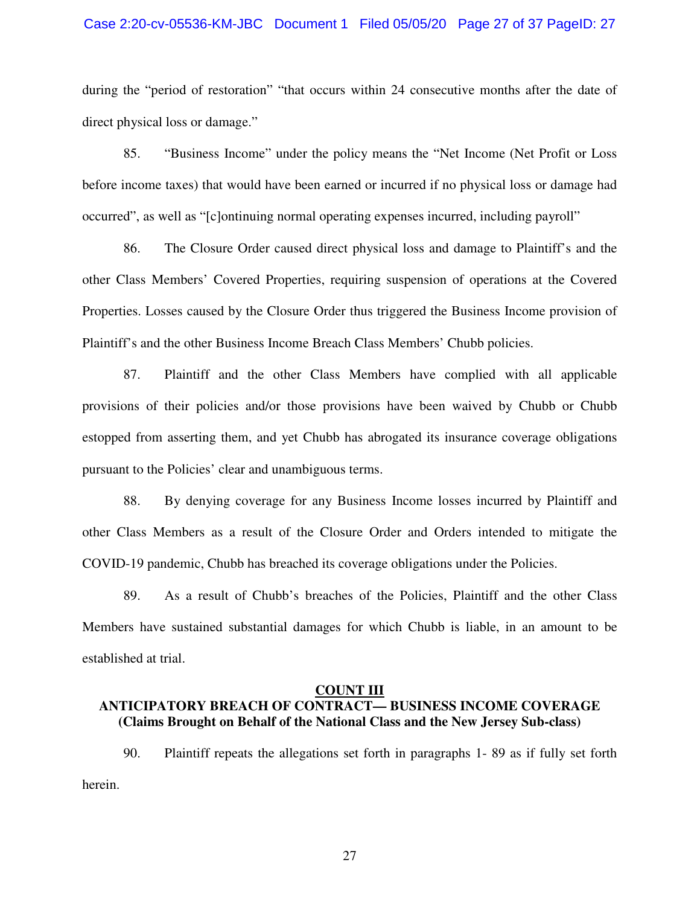during the "period of restoration" "that occurs within 24 consecutive months after the date of direct physical loss or damage."

85. "Business Income" under the policy means the "Net Income (Net Profit or Loss before income taxes) that would have been earned or incurred if no physical loss or damage had occurred", as well as "[c]ontinuing normal operating expenses incurred, including payroll"

86. The Closure Order caused direct physical loss and damage to Plaintiff's and the other Class Members' Covered Properties, requiring suspension of operations at the Covered Properties. Losses caused by the Closure Order thus triggered the Business Income provision of Plaintiff's and the other Business Income Breach Class Members' Chubb policies.

87. Plaintiff and the other Class Members have complied with all applicable provisions of their policies and/or those provisions have been waived by Chubb or Chubb estopped from asserting them, and yet Chubb has abrogated its insurance coverage obligations pursuant to the Policies' clear and unambiguous terms.

88. By denying coverage for any Business Income losses incurred by Plaintiff and other Class Members as a result of the Closure Order and Orders intended to mitigate the COVID-19 pandemic, Chubb has breached its coverage obligations under the Policies.

89. As a result of Chubb's breaches of the Policies, Plaintiff and the other Class Members have sustained substantial damages for which Chubb is liable, in an amount to be established at trial.

## COUNT III
## ANTICIPATORY BREACH OF CONTRACT— BUSINESS INCOME COVERAGE
**(Claims Brought on Behalf of the National Class and the New Jersey Sub-class)**

90. Plaintiff repeats the allegations set forth in paragraphs 1- 89 as if fully set forth herein.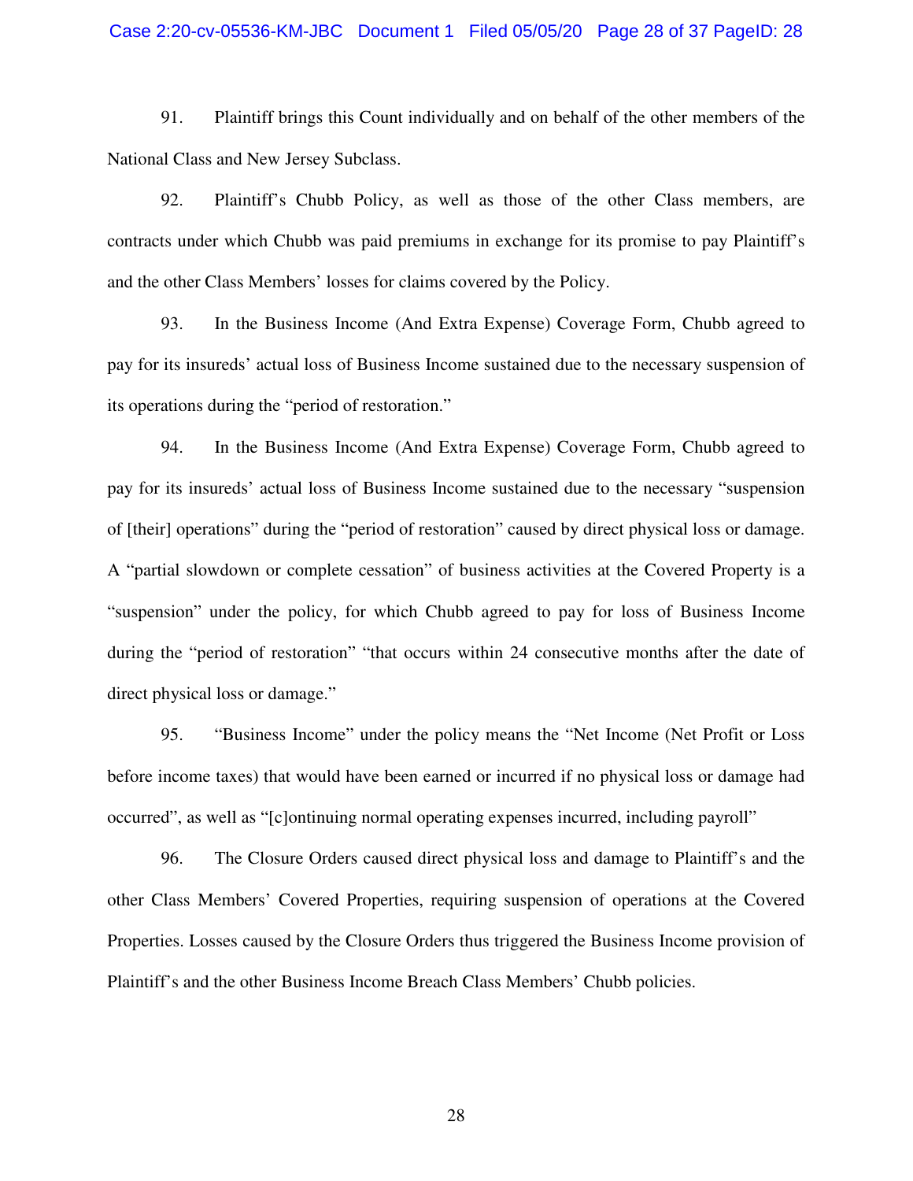91. Plaintiff brings this Count individually and on behalf of the other members of the National Class and New Jersey Subclass.

92. Plaintiff's Chubb Policy, as well as those of the other Class members, are contracts under which Chubb was paid premiums in exchange for its promise to pay Plaintiff's and the other Class Members' losses for claims covered by the Policy.

93. In the Business Income (And Extra Expense) Coverage Form, Chubb agreed to pay for its insureds' actual loss of Business Income sustained due to the necessary suspension of its operations during the "period of restoration."

94. In the Business Income (And Extra Expense) Coverage Form, Chubb agreed to pay for its insureds' actual loss of Business Income sustained due to the necessary "suspension of [their] operations" during the "period of restoration" caused by direct physical loss or damage. A "partial slowdown or complete cessation" of business activities at the Covered Property is a "suspension" under the policy, for which Chubb agreed to pay for loss of Business Income during the "period of restoration" "that occurs within 24 consecutive months after the date of direct physical loss or damage."

95. "Business Income" under the policy means the "Net Income (Net Profit or Loss before income taxes) that would have been earned or incurred if no physical loss or damage had occurred", as well as "[c]ontinuing normal operating expenses incurred, including payroll"

96. The Closure Orders caused direct physical loss and damage to Plaintiff's and the other Class Members' Covered Properties, requiring suspension of operations at the Covered Properties. Losses caused by the Closure Orders thus triggered the Business Income provision of Plaintiff's and the other Business Income Breach Class Members' Chubb policies.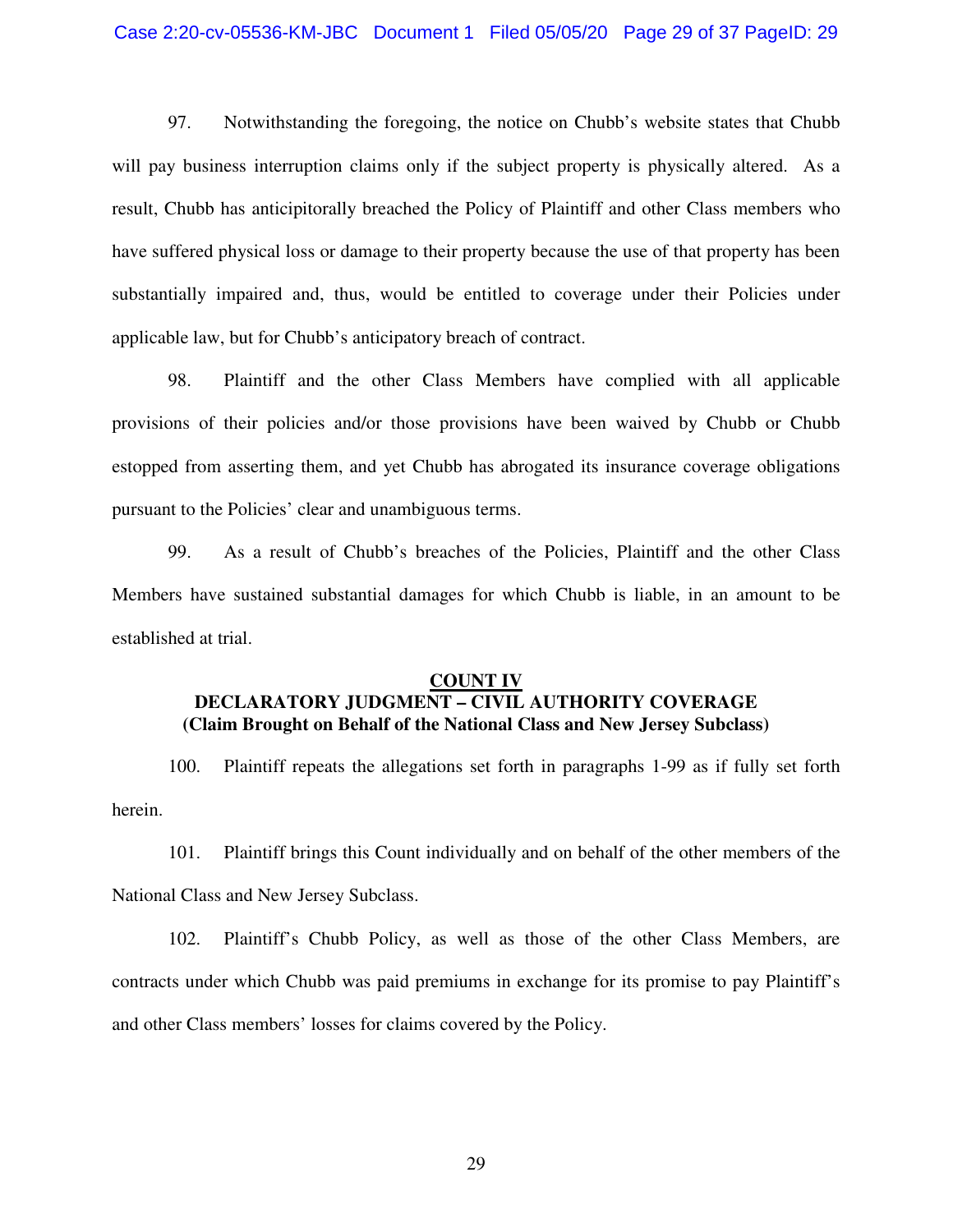97. Notwithstanding the foregoing, the notice on Chubb's website states that Chubb will pay business interruption claims only if the subject property is physically altered. As a result, Chubb has anticipitorally breached the Policy of Plaintiff and other Class members who have suffered physical loss or damage to their property because the use of that property has been substantially impaired and, thus, would be entitled to coverage under their Policies under applicable law, but for Chubb's anticipatory breach of contract.

98. Plaintiff and the other Class Members have complied with all applicable provisions of their policies and/or those provisions have been waived by Chubb or Chubb estopped from asserting them, and yet Chubb has abrogated its insurance coverage obligations pursuant to the Policies' clear and unambiguous terms.

99. As a result of Chubb's breaches of the Policies, Plaintiff and the other Class Members have sustained substantial damages for which Chubb is liable, in an amount to be established at trial.

## COUNT IV
## DECLARATORY JUDGMENT – CIVIL AUTHORITY COVERAGE
### (Claim Brought on Behalf of the National Class and New Jersey Subclass)

100. Plaintiff repeats the allegations set forth in paragraphs 1-99 as if fully set forth herein.

101. Plaintiff brings this Count individually and on behalf of the other members of the National Class and New Jersey Subclass.

102. Plaintiff's Chubb Policy, as well as those of the other Class Members, are contracts under which Chubb was paid premiums in exchange for its promise to pay Plaintiff's and other Class members' losses for claims covered by the Policy.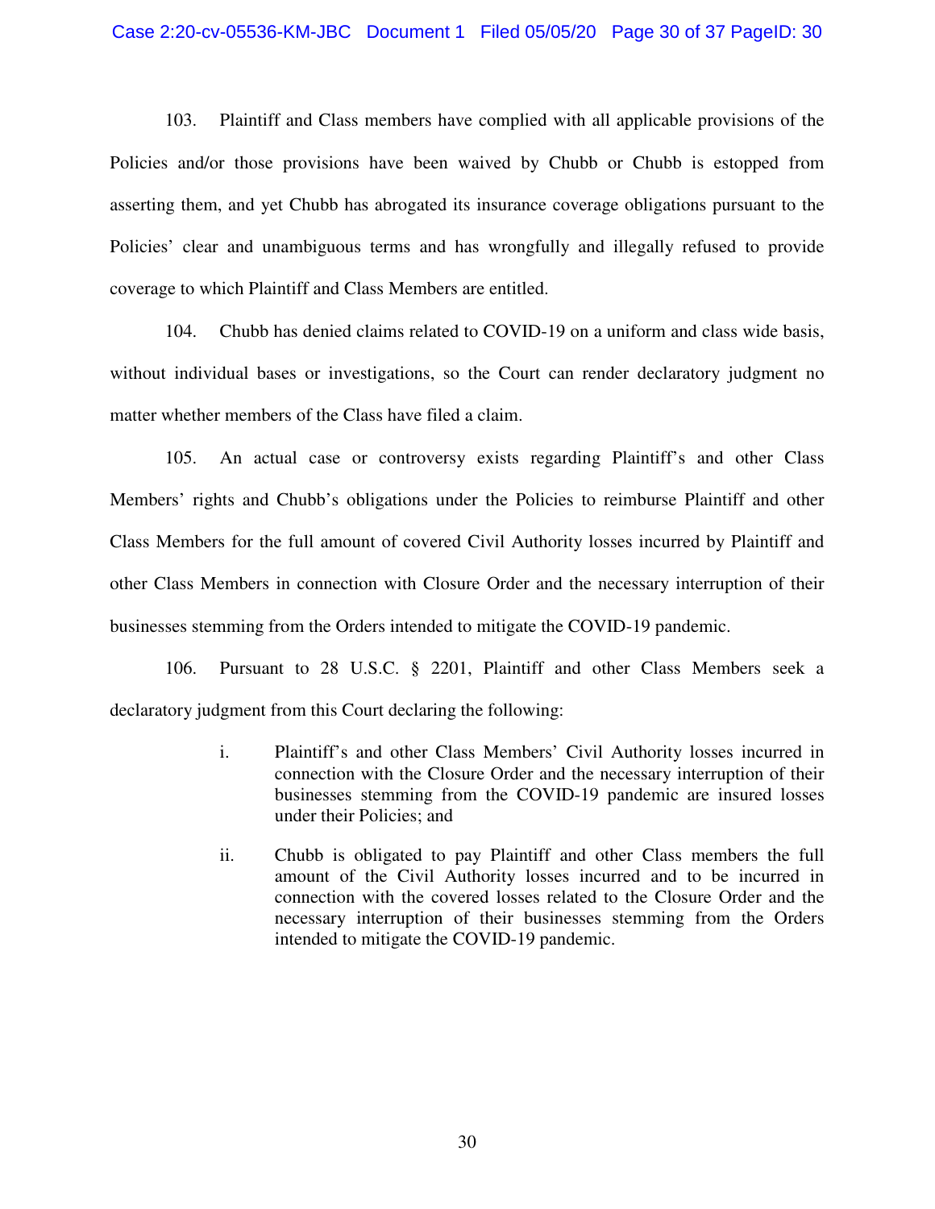103. Plaintiff and Class members have complied with all applicable provisions of the Policies and/or those provisions have been waived by Chubb or Chubb is estopped from asserting them, and yet Chubb has abrogated its insurance coverage obligations pursuant to the Policies' clear and unambiguous terms and has wrongfully and illegally refused to provide coverage to which Plaintiff and Class Members are entitled.

104. Chubb has denied claims related to COVID-19 on a uniform and class wide basis, without individual bases or investigations, so the Court can render declaratory judgment no matter whether members of the Class have filed a claim.

105. An actual case or controversy exists regarding Plaintiff's and other Class Members' rights and Chubb's obligations under the Policies to reimburse Plaintiff and other Class Members for the full amount of covered Civil Authority losses incurred by Plaintiff and other Class Members in connection with Closure Order and the necessary interruption of their businesses stemming from the Orders intended to mitigate the COVID-19 pandemic.

106. Pursuant to 28 U.S.C. § 2201, Plaintiff and other Class Members seek a declaratory judgment from this Court declaring the following:

> i. Plaintiff's and other Class Members' Civil Authority losses incurred in connection with the Closure Order and the necessary interruption of their businesses stemming from the COVID-19 pandemic are insured losses under their Policies; and
>
> ii. Chubb is obligated to pay Plaintiff and other Class members the full amount of the Civil Authority losses incurred and to be incurred in connection with the covered losses related to the Closure Order and the necessary interruption of their businesses stemming from the Orders intended to mitigate the COVID-19 pandemic.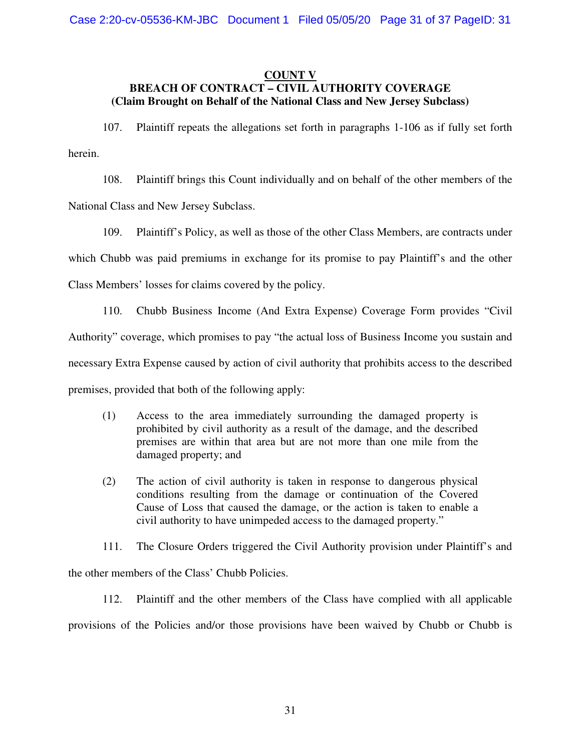**COUNT V**

**BREACH OF CONTRACT – CIVIL AUTHORITY COVERAGE**

**(Claim Brought on Behalf of the National Class and New Jersey Subclass)**

107. Plaintiff repeats the allegations set forth in paragraphs 1-106 as if fully set forth herein.

108. Plaintiff brings this Count individually and on behalf of the other members of the National Class and New Jersey Subclass.

109. Plaintiff's Policy, as well as those of the other Class Members, are contracts under which Chubb was paid premiums in exchange for its promise to pay Plaintiff's and the other Class Members' losses for claims covered by the policy.

110. Chubb Business Income (And Extra Expense) Coverage Form provides "Civil Authority" coverage, which promises to pay "the actual loss of Business Income you sustain and necessary Extra Expense caused by action of civil authority that prohibits access to the described premises, provided that both of the following apply:

> (1) Access to the area immediately surrounding the damaged property is prohibited by civil authority as a result of the damage, and the described premises are within that area but are not more than one mile from the damaged property; and
>
> (2) The action of civil authority is taken in response to dangerous physical conditions resulting from the damage or continuation of the Covered Cause of Loss that caused the damage, or the action is taken to enable a civil authority to have unimpeded access to the damaged property."

111. The Closure Orders triggered the Civil Authority provision under Plaintiff's and the other members of the Class' Chubb Policies.

112. Plaintiff and the other members of the Class have complied with all applicable provisions of the Policies and/or those provisions have been waived by Chubb or Chubb is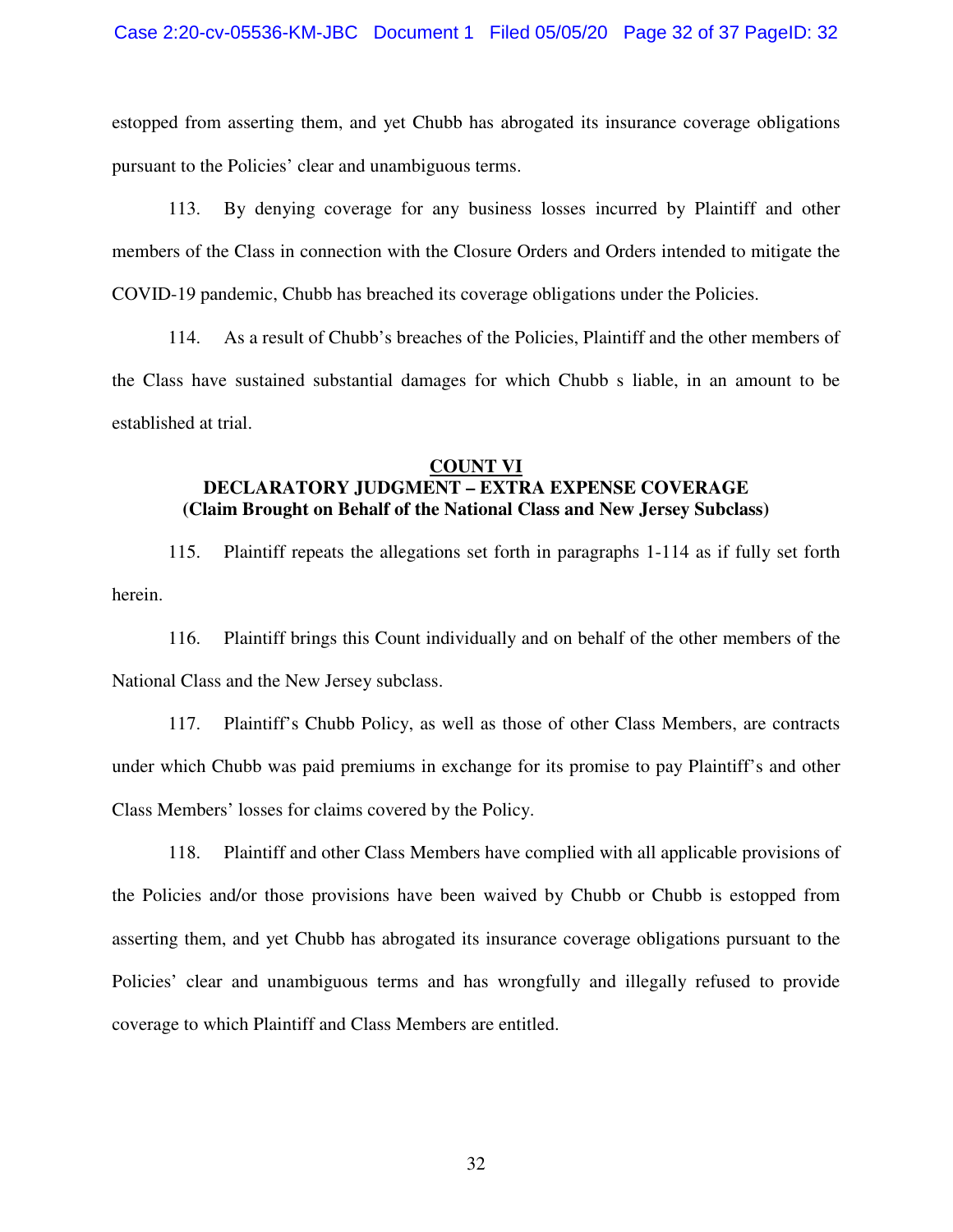estopped from asserting them, and yet Chubb has abrogated its insurance coverage obligations pursuant to the Policies' clear and unambiguous terms.

113. By denying coverage for any business losses incurred by Plaintiff and other members of the Class in connection with the Closure Orders and Orders intended to mitigate the COVID-19 pandemic, Chubb has breached its coverage obligations under the Policies.

114. As a result of Chubb's breaches of the Policies, Plaintiff and the other members of the Class have sustained substantial damages for which Chubb s liable, in an amount to be established at trial.

**COUNT VI**
**DECLARATORY JUDGMENT – EXTRA EXPENSE COVERAGE**
**(Claim Brought on Behalf of the National Class and New Jersey Subclass)**

115. Plaintiff repeats the allegations set forth in paragraphs 1-114 as if fully set forth herein.

116. Plaintiff brings this Count individually and on behalf of the other members of the National Class and the New Jersey subclass.

117. Plaintiff's Chubb Policy, as well as those of other Class Members, are contracts under which Chubb was paid premiums in exchange for its promise to pay Plaintiff's and other Class Members' losses for claims covered by the Policy.

118. Plaintiff and other Class Members have complied with all applicable provisions of the Policies and/or those provisions have been waived by Chubb or Chubb is estopped from asserting them, and yet Chubb has abrogated its insurance coverage obligations pursuant to the Policies' clear and unambiguous terms and has wrongfully and illegally refused to provide coverage to which Plaintiff and Class Members are entitled.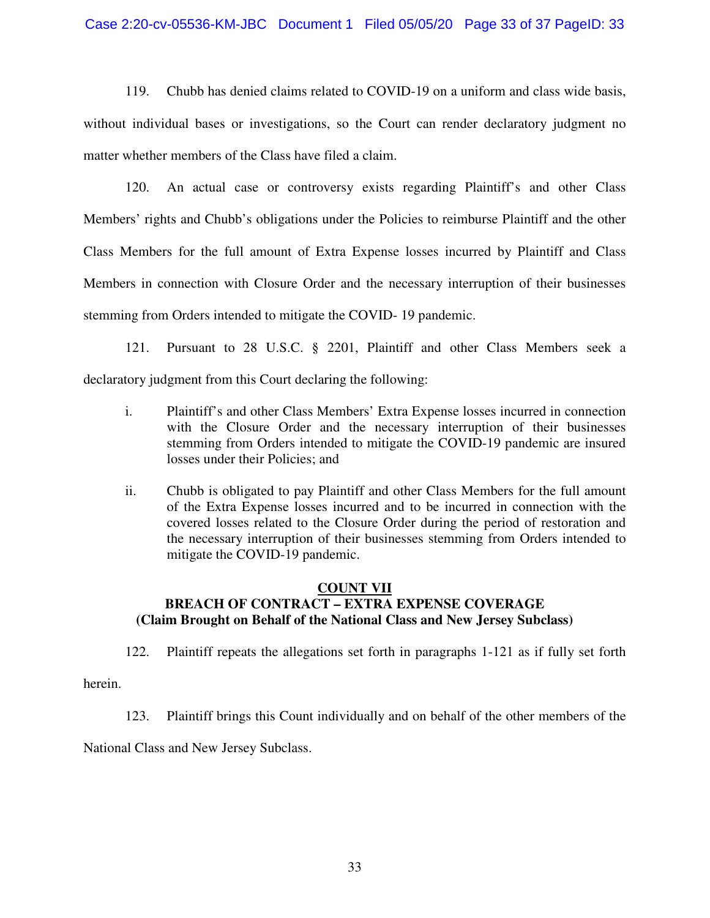119. Chubb has denied claims related to COVID-19 on a uniform and class wide basis, without individual bases or investigations, so the Court can render declaratory judgment no matter whether members of the Class have filed a claim.

120. An actual case or controversy exists regarding Plaintiff's and other Class Members' rights and Chubb's obligations under the Policies to reimburse Plaintiff and the other Class Members for the full amount of Extra Expense losses incurred by Plaintiff and Class Members in connection with Closure Order and the necessary interruption of their businesses stemming from Orders intended to mitigate the COVID- 19 pandemic.

121. Pursuant to 28 U.S.C. § 2201, Plaintiff and other Class Members seek a declaratory judgment from this Court declaring the following:

i. Plaintiff's and other Class Members' Extra Expense losses incurred in connection with the Closure Order and the necessary interruption of their businesses stemming from Orders intended to mitigate the COVID-19 pandemic are insured losses under their Policies; and

ii. Chubb is obligated to pay Plaintiff and other Class Members for the full amount of the Extra Expense losses incurred and to be incurred in connection with the covered losses related to the Closure Order during the period of restoration and the necessary interruption of their businesses stemming from Orders intended to mitigate the COVID-19 pandemic.

**<u>COUNT VII</u>**
**BREACH OF CONTRACT – EXTRA EXPENSE COVERAGE**
**(Claim Brought on Behalf of the National Class and New Jersey Subclass)**

122. Plaintiff repeats the allegations set forth in paragraphs 1-121 as if fully set forth herein.

123. Plaintiff brings this Count individually and on behalf of the other members of the National Class and New Jersey Subclass.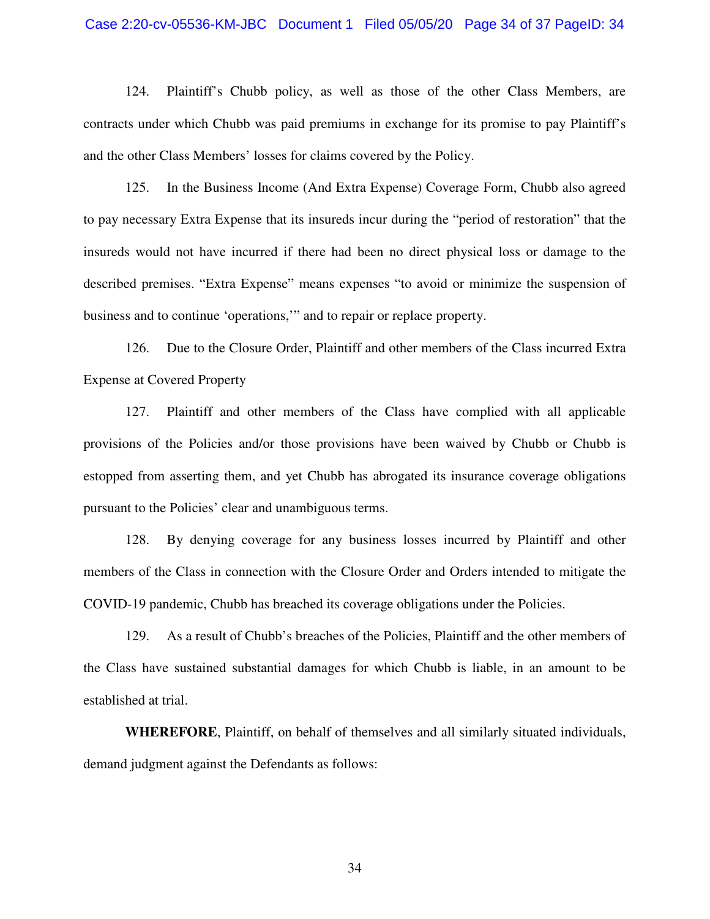124. Plaintiff's Chubb policy, as well as those of the other Class Members, are contracts under which Chubb was paid premiums in exchange for its promise to pay Plaintiff's and the other Class Members' losses for claims covered by the Policy.

125. In the Business Income (And Extra Expense) Coverage Form, Chubb also agreed to pay necessary Extra Expense that its insureds incur during the "period of restoration" that the insureds would not have incurred if there had been no direct physical loss or damage to the described premises. "Extra Expense" means expenses "to avoid or minimize the suspension of business and to continue 'operations,'" and to repair or replace property.

126. Due to the Closure Order, Plaintiff and other members of the Class incurred Extra Expense at Covered Property

127. Plaintiff and other members of the Class have complied with all applicable provisions of the Policies and/or those provisions have been waived by Chubb or Chubb is estopped from asserting them, and yet Chubb has abrogated its insurance coverage obligations pursuant to the Policies' clear and unambiguous terms.

128. By denying coverage for any business losses incurred by Plaintiff and other members of the Class in connection with the Closure Order and Orders intended to mitigate the COVID-19 pandemic, Chubb has breached its coverage obligations under the Policies.

129. As a result of Chubb's breaches of the Policies, Plaintiff and the other members of the Class have sustained substantial damages for which Chubb is liable, in an amount to be established at trial.

**WHEREFORE**, Plaintiff, on behalf of themselves and all similarly situated individuals, demand judgment against the Defendants as follows: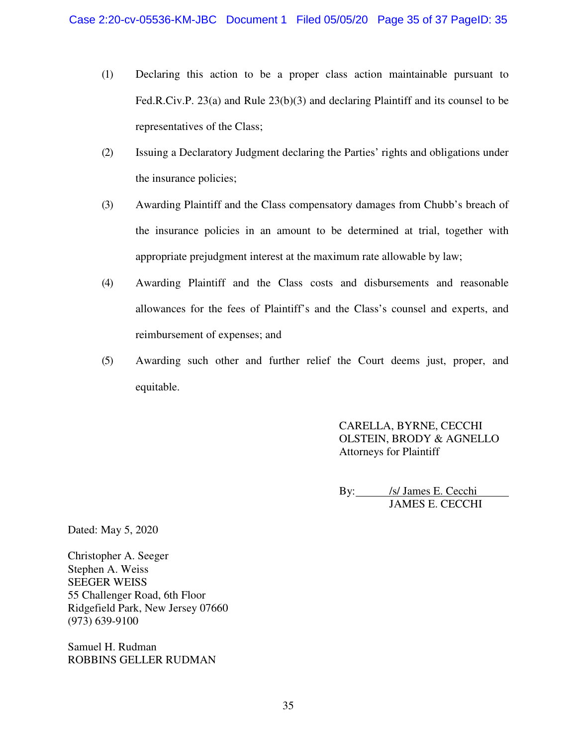(1) Declaring this action to be a proper class action maintainable pursuant to Fed.R.Civ.P. 23(a) and Rule 23(b)(3) and declaring Plaintiff and its counsel to be representatives of the Class;

(2) Issuing a Declaratory Judgment declaring the Parties' rights and obligations under the insurance policies;

(3) Awarding Plaintiff and the Class compensatory damages from Chubb's breach of the insurance policies in an amount to be determined at trial, together with appropriate prejudgment interest at the maximum rate allowable by law;

(4) Awarding Plaintiff and the Class costs and disbursements and reasonable allowances for the fees of Plaintiff's and the Class's counsel and experts, and reimbursement of expenses; and

(5) Awarding such other and further relief the Court deems just, proper, and equitable.

CARELLA, BYRNE, CECCHI
OLSTEIN, BRODY & AGNELLO
Attorneys for Plaintiff

By: /s/ James E. Cecchi
JAMES E. CECCHI

Dated: May 5, 2020

Christopher A. Seeger
Stephen A. Weiss
SEEGER WEISS
55 Challenger Road, 6th Floor
Ridgefield Park, New Jersey 07660
(973) 639-9100

Samuel H. Rudman
ROBBINS GELLER RUDMAN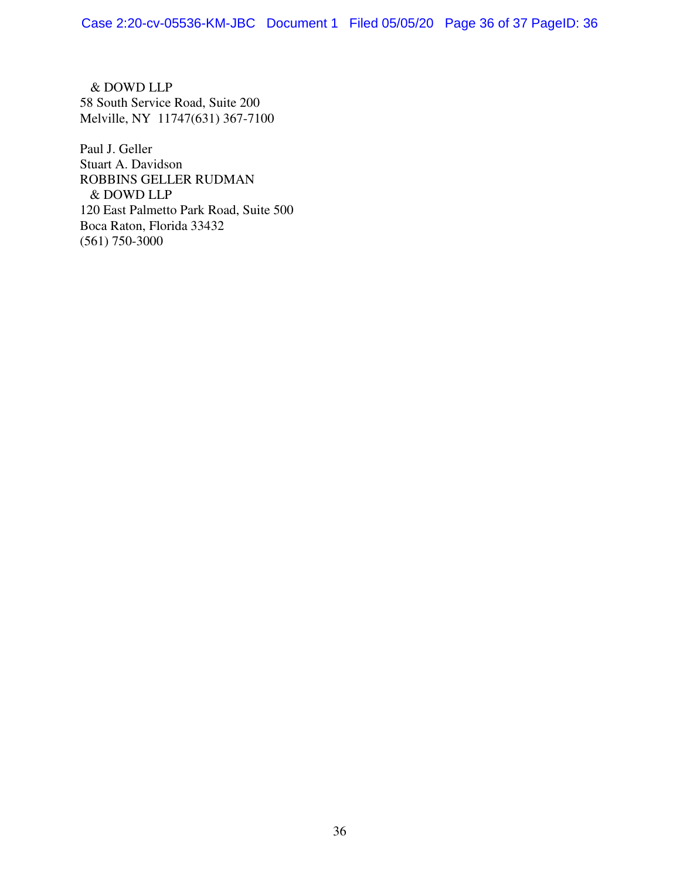& DOWD LLP
58 South Service Road, Suite 200
Melville, NY  11747(631) 367-7100

Paul J. Geller
Stuart A. Davidson
ROBBINS GELLER RUDMAN
& DOWD LLP
120 East Palmetto Park Road, Suite 500
Boca Raton, Florida 33432
(561) 750-3000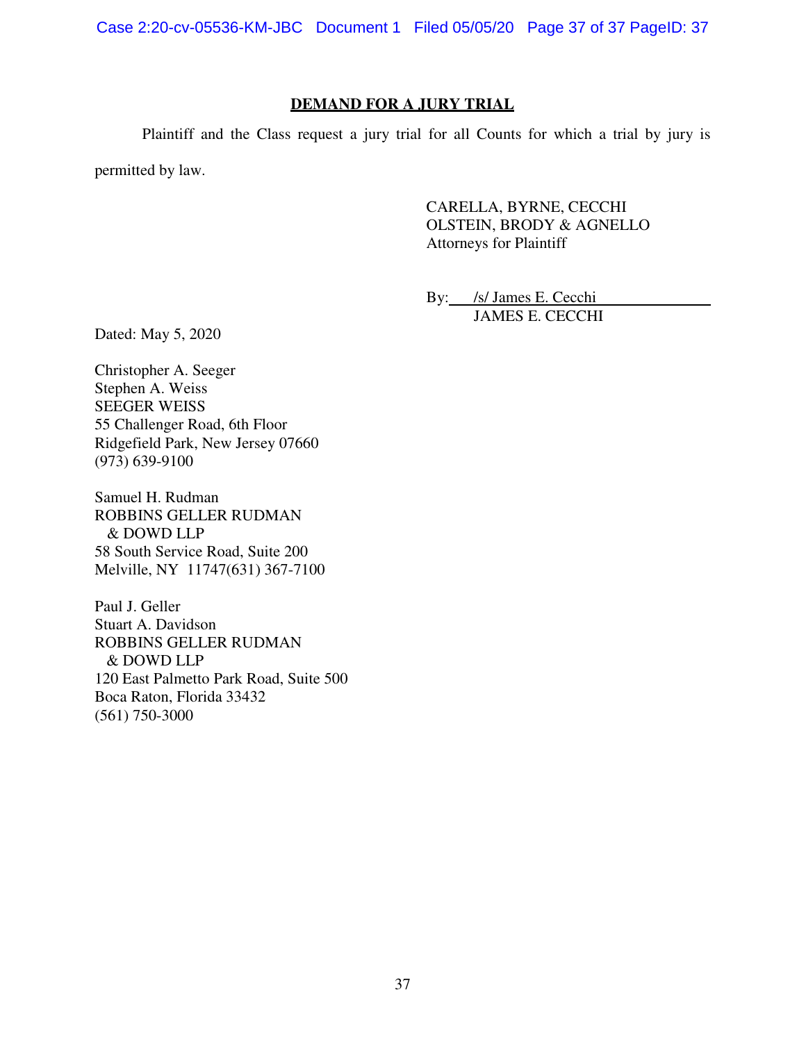## DEMAND FOR A JURY TRIAL

Plaintiff and the Class request a jury trial for all Counts for which a trial by jury is permitted by law.

CARELLA, BYRNE, CECCHI
OLSTEIN, BRODY & AGNELLO
Attorneys for Plaintiff

By: /s/ James E. Cecchi
JAMES E. CECCHI

Dated: May 5, 2020

Christopher A. Seeger
Stephen A. Weiss
SEEGER WEISS
55 Challenger Road, 6th Floor
Ridgefield Park, New Jersey 07660
(973) 639-9100

Samuel H. Rudman
ROBBINS GELLER RUDMAN
& DOWD LLP
58 South Service Road, Suite 200
Melville, NY 11747(631) 367-7100

Paul J. Geller
Stuart A. Davidson
ROBBINS GELLER RUDMAN
& DOWD LLP
120 East Palmetto Park Road, Suite 500
Boca Raton, Florida 33432
(561) 750-3000